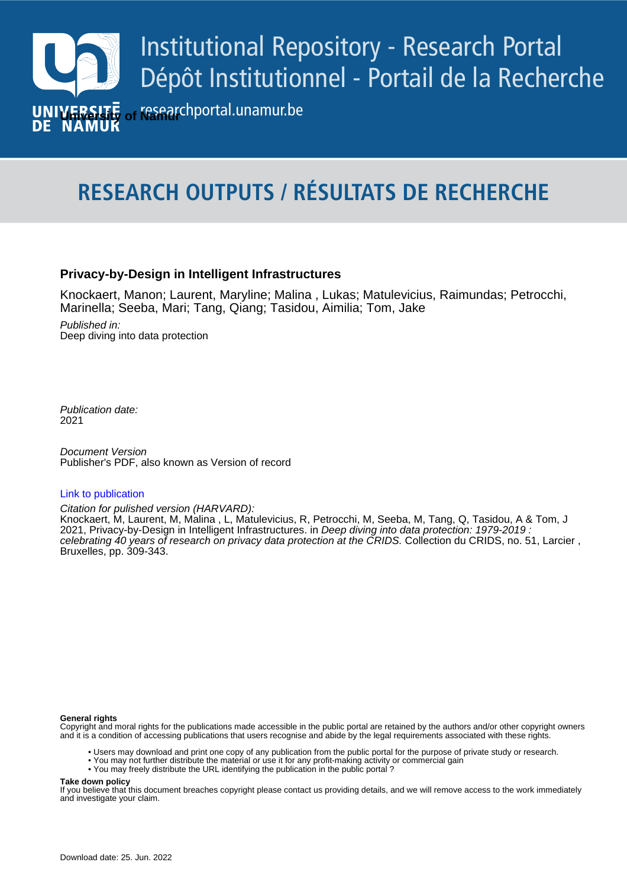Institutional Repository - Research Portal
Dépôt Institutionnel - Portail de la Recherche

researchportal.unamur.be

University of Namur

# RESEARCH OUTPUTS / RÉSULTATS DE RECHERCHE

**Privacy-by-Design in Intelligent Infrastructures**

Knockaert, Manon; Laurent, Maryline; Malina , Lukas; Matulevicius, Raimundas; Petrocchi, Marinella; Seeba, Mari; Tang, Qiang; Tasidou, Aimilia; Tom, Jake

*Published in:*
Deep diving into data protection

*Publication date:*
2021

*Document Version*
Publisher's PDF, also known as Version of record

Link to publication

*Citation for pulished version (HARVARD):*
Knockaert, M, Laurent, M, Malina , L, Matulevicius, R, Petrocchi, M, Seeba, M, Tang, Q, Tasidou, A & Tom, J 2021, Privacy-by-Design in Intelligent Infrastructures. in *Deep diving into data protection: 1979-2019 : celebrating 40 years of research on privacy data protection at the CRIDS.* Collection du CRIDS, no. 51, Larcier , Bruxelles, pp. 309-343.

**General rights**
Copyright and moral rights for the publications made accessible in the public portal are retained by the authors and/or other copyright owners and it is a condition of accessing publications that users recognise and abide by the legal requirements associated with these rights.

- Users may download and print one copy of any publication from the public portal for the purpose of private study or research.
- You may not further distribute the material or use it for any profit-making activity or commercial gain
- You may freely distribute the URL identifying the publication in the public portal ?

**Take down policy**
If you believe that this document breaches copyright please contact us providing details, and we will remove access to the work immediately and investigate your claim.

Download date: 25. Jun. 2022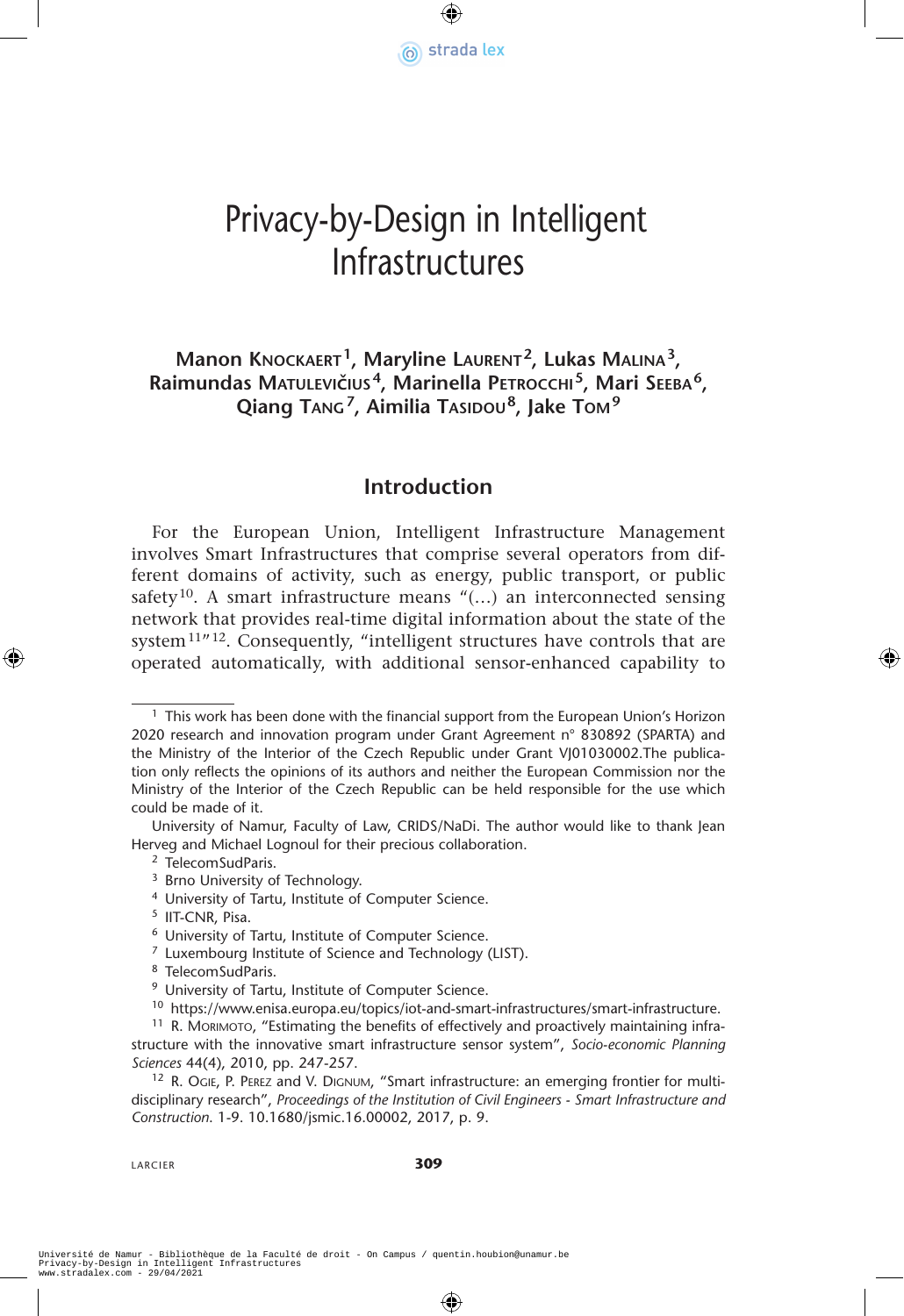# Privacy-by-Design in Intelligent Infrastructures

**Manon Knockaert[1], Maryline Laurent[2], Lukas Malina[3], Raimundas Matulevičius[4], Marinella Petrocchi[5], Mari Seeba[6], Qiang Tang[7], Aimilia Tasidou[8], Jake Tom[9]**

## Introduction

For the European Union, Intelligent Infrastructure Management involves Smart Infrastructures that comprise several operators from different domains of activity, such as energy, public transport, or public safety[10]. A smart infrastructure means "(…) an interconnected sensing network that provides real-time digital information about the state of the system[11]"[12]. Consequently, "intelligent structures have controls that are operated automatically, with additional sensor-enhanced capability to

---

[1] This work has been done with the financial support from the European Union's Horizon 2020 research and innovation program under Grant Agreement n° 830892 (SPARTA) and the Ministry of the Interior of the Czech Republic under Grant VJ01030002.The publication only reflects the opinions of its authors and neither the European Commission nor the Ministry of the Interior of the Czech Republic can be held responsible for the use which could be made of it.

University of Namur, Faculty of Law, CRIDS/NaDi. The author would like to thank Jean Herveg and Michael Lognoul for their precious collaboration.

[2] TelecomSudParis.

[3] Brno University of Technology.

[4] University of Tartu, Institute of Computer Science.

[5] IIT-CNR, Pisa.

[6] University of Tartu, Institute of Computer Science.

[7] Luxembourg Institute of Science and Technology (LIST).

[8] TelecomSudParis.

[9] University of Tartu, Institute of Computer Science.

[10] https://www.enisa.europa.eu/topics/iot-and-smart-infrastructures/smart-infrastructure.

[11] R. Morimoto, "Estimating the benefits of effectively and proactively maintaining infrastructure with the innovative smart infrastructure sensor system", *Socio-economic Planning Sciences* 44(4), 2010, pp. 247-257.

[12] R. Ogie, P. Perez and V. Dignum, "Smart infrastructure: an emerging frontier for multidisciplinary research", *Proceedings of the Institution of Civil Engineers - Smart Infrastructure and Construction.* 1-9. 10.1680/jsmic.16.00002, 2017, p. 9.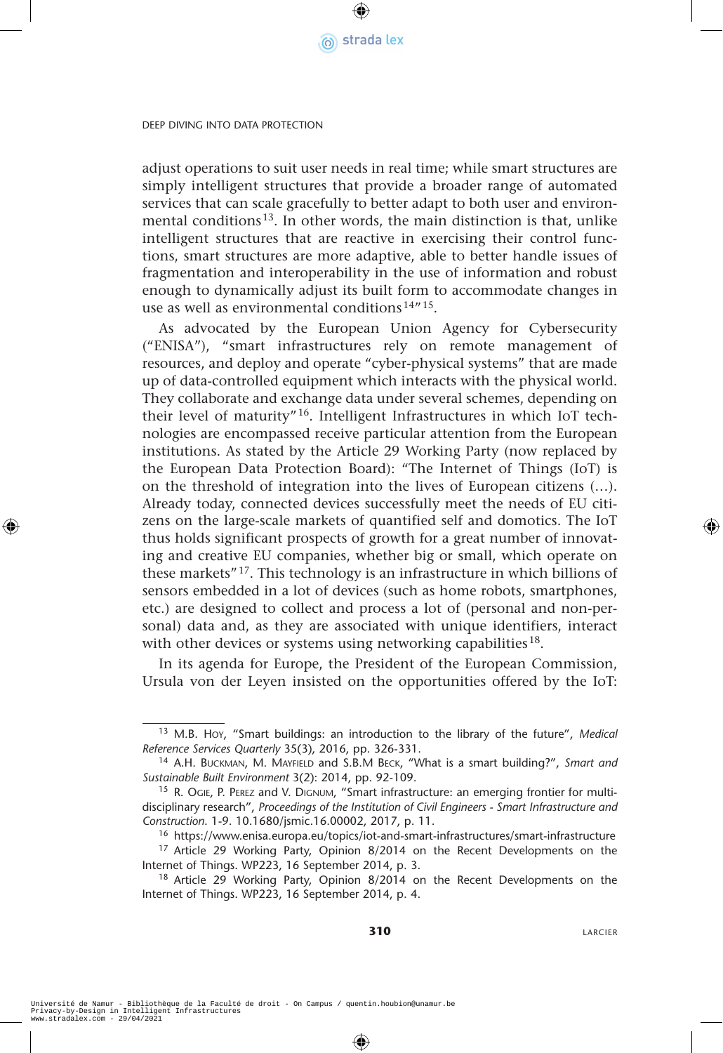adjust operations to suit user needs in real time; while smart structures are simply intelligent structures that provide a broader range of automated services that can scale gracefully to better adapt to both user and environmental conditions[13]. In other words, the main distinction is that, unlike intelligent structures that are reactive in exercising their control functions, smart structures are more adaptive, able to better handle issues of fragmentation and interoperability in the use of information and robust enough to dynamically adjust its built form to accommodate changes in use as well as environmental conditions[14]"[15].

As advocated by the European Union Agency for Cybersecurity ("ENISA"), "smart infrastructures rely on remote management of resources, and deploy and operate "cyber-physical systems" that are made up of data-controlled equipment which interacts with the physical world. They collaborate and exchange data under several schemes, depending on their level of maturity"[16]. Intelligent Infrastructures in which IoT technologies are encompassed receive particular attention from the European institutions. As stated by the Article 29 Working Party (now replaced by the European Data Protection Board): "The Internet of Things (IoT) is on the threshold of integration into the lives of European citizens (...). Already today, connected devices successfully meet the needs of EU citizens on the large-scale markets of quantified self and domotics. The IoT thus holds significant prospects of growth for a great number of innovating and creative EU companies, whether big or small, which operate on these markets"[17]. This technology is an infrastructure in which billions of sensors embedded in a lot of devices (such as home robots, smartphones, etc.) are designed to collect and process a lot of (personal and non-personal) data and, as they are associated with unique identifiers, interact with other devices or systems using networking capabilities[18].

In its agenda for Europe, the President of the European Commission, Ursula von der Leyen insisted on the opportunities offered by the IoT:

---

[13] M.B. Hoy, "Smart buildings: an introduction to the library of the future", *Medical Reference Services Quarterly* 35(3), 2016, pp. 326-331.

[14] A.H. Buckman, M. Mayfield and S.B.M Beck, "What is a smart building?", *Smart and Sustainable Built Environment* 3(2): 2014, pp. 92-109.

[15] R. Ogie, P. Perez and V. Dignum, "Smart infrastructure: an emerging frontier for multidisciplinary research", *Proceedings of the Institution of Civil Engineers - Smart Infrastructure and Construction*. 1-9. 10.1680/jsmic.16.00002, 2017, p. 11.

[16] https://www.enisa.europa.eu/topics/iot-and-smart-infrastructures/smart-infrastructure

[17] Article 29 Working Party, Opinion 8/2014 on the Recent Developments on the Internet of Things. WP223, 16 September 2014, p. 3.

[18] Article 29 Working Party, Opinion 8/2014 on the Recent Developments on the Internet of Things. WP223, 16 September 2014, p. 4.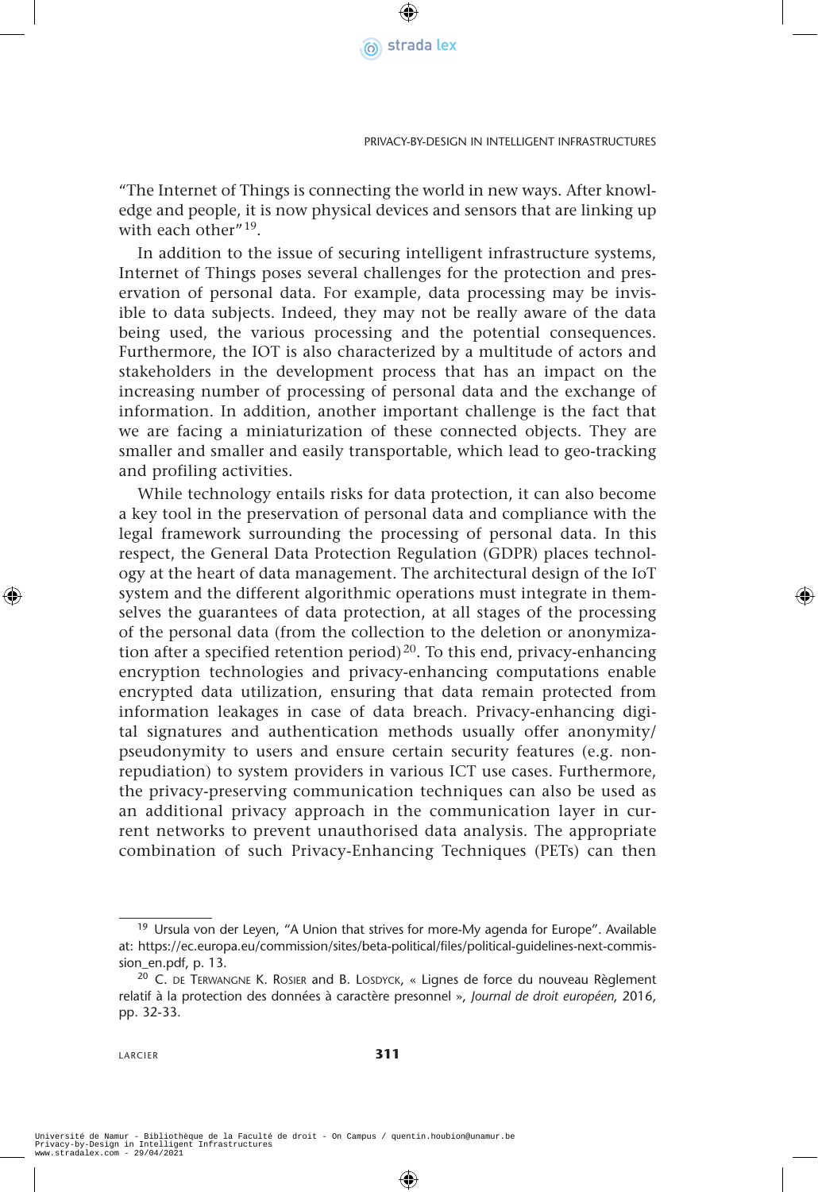"The Internet of Things is connecting the world in new ways. After knowledge and people, it is now physical devices and sensors that are linking up with each other"[19].

In addition to the issue of securing intelligent infrastructure systems, Internet of Things poses several challenges for the protection and preservation of personal data. For example, data processing may be invisible to data subjects. Indeed, they may not be really aware of the data being used, the various processing and the potential consequences. Furthermore, the IOT is also characterized by a multitude of actors and stakeholders in the development process that has an impact on the increasing number of processing of personal data and the exchange of information. In addition, another important challenge is the fact that we are facing a miniaturization of these connected objects. They are smaller and smaller and easily transportable, which lead to geo-tracking and profiling activities.

While technology entails risks for data protection, it can also become a key tool in the preservation of personal data and compliance with the legal framework surrounding the processing of personal data. In this respect, the General Data Protection Regulation (GDPR) places technology at the heart of data management. The architectural design of the IoT system and the different algorithmic operations must integrate in themselves the guarantees of data protection, at all stages of the processing of the personal data (from the collection to the deletion or anonymization after a specified retention period)[20]. To this end, privacy-enhancing encryption technologies and privacy-enhancing computations enable encrypted data utilization, ensuring that data remain protected from information leakages in case of data breach. Privacy-enhancing digital signatures and authentication methods usually offer anonymity/pseudonymity to users and ensure certain security features (e.g. non-repudiation) to system providers in various ICT use cases. Furthermore, the privacy-preserving communication techniques can also be used as an additional privacy approach in the communication layer in current networks to prevent unauthorised data analysis. The appropriate combination of such Privacy-Enhancing Techniques (PETs) can then

---

[19] Ursula von der Leyen, "A Union that strives for more-My agenda for Europe". Available at: https://ec.europa.eu/commission/sites/beta-political/files/political-guidelines-next-commission_en.pdf, p. 13.

[20] C. de Terwangne K. Rosier and B. Losdyck, « Lignes de force du nouveau Règlement relatif à la protection des données à caractère presonnel », *Journal de droit européen,* 2016, pp. 32-33.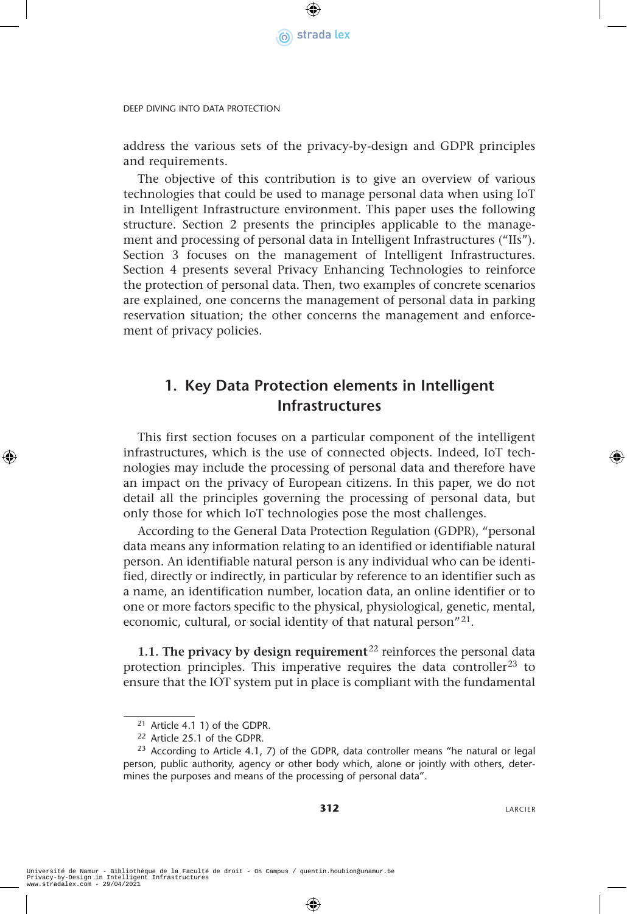address the various sets of the privacy-by-design and GDPR principles and requirements.

The objective of this contribution is to give an overview of various technologies that could be used to manage personal data when using IoT in Intelligent Infrastructure environment. This paper uses the following structure. Section 2 presents the principles applicable to the management and processing of personal data in Intelligent Infrastructures ("IIs"). Section 3 focuses on the management of Intelligent Infrastructures. Section 4 presents several Privacy Enhancing Technologies to reinforce the protection of personal data. Then, two examples of concrete scenarios are explained, one concerns the management of personal data in parking reservation situation; the other concerns the management and enforcement of privacy policies.

## 1. Key Data Protection elements in Intelligent Infrastructures

This first section focuses on a particular component of the intelligent infrastructures, which is the use of connected objects. Indeed, IoT technologies may include the processing of personal data and therefore have an impact on the privacy of European citizens. In this paper, we do not detail all the principles governing the processing of personal data, but only those for which IoT technologies pose the most challenges.

According to the General Data Protection Regulation (GDPR), "personal data means any information relating to an identified or identifiable natural person. An identifiable natural person is any individual who can be identified, directly or indirectly, in particular by reference to an identifier such as a name, an identification number, location data, an online identifier or to one or more factors specific to the physical, physiological, genetic, mental, economic, cultural, or social identity of that natural person"[21].

**1.1. The privacy by design requirement**[22] reinforces the personal data protection principles. This imperative requires the data controller[23] to ensure that the IOT system put in place is compliant with the fundamental

---

[21] Article 4.1 1) of the GDPR.

[22] Article 25.1 of the GDPR.

[23] According to Article 4.1, 7) of the GDPR, data controller means "he natural or legal person, public authority, agency or other body which, alone or jointly with others, determines the purposes and means of the processing of personal data".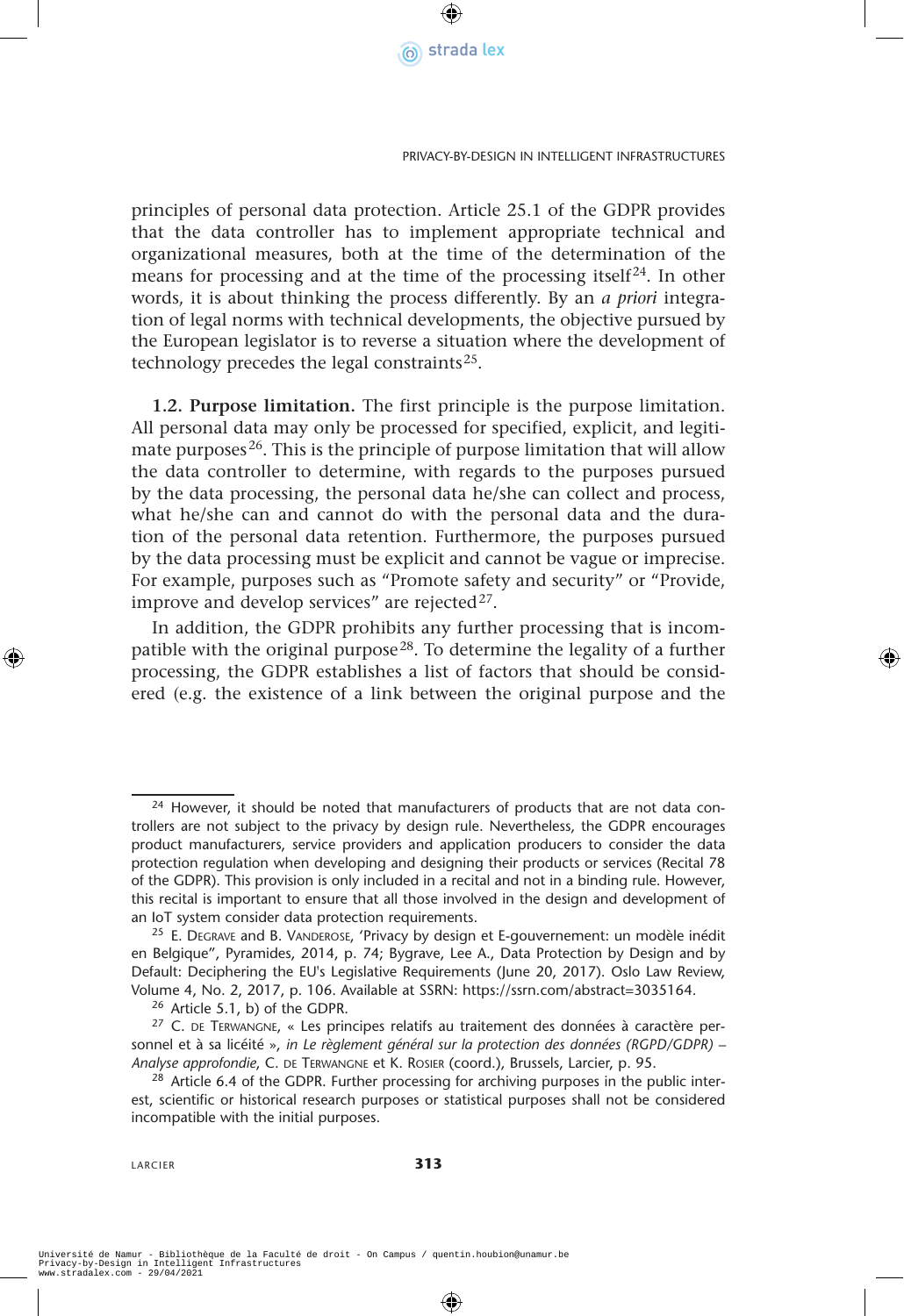principles of personal data protection. Article 25.1 of the GDPR provides that the data controller has to implement appropriate technical and organizational measures, both at the time of the determination of the means for processing and at the time of the processing itself[24]. In other words, it is about thinking the process differently. By an *a priori* integration of legal norms with technical developments, the objective pursued by the European legislator is to reverse a situation where the development of technology precedes the legal constraints[25].

**1.2. Purpose limitation.** The first principle is the purpose limitation. All personal data may only be processed for specified, explicit, and legitimate purposes[26]. This is the principle of purpose limitation that will allow the data controller to determine, with regards to the purposes pursued by the data processing, the personal data he/she can collect and process, what he/she can and cannot do with the personal data and the duration of the personal data retention. Furthermore, the purposes pursued by the data processing must be explicit and cannot be vague or imprecise. For example, purposes such as "Promote safety and security" or "Provide, improve and develop services" are rejected[27].

In addition, the GDPR prohibits any further processing that is incompatible with the original purpose[28]. To determine the legality of a further processing, the GDPR establishes a list of factors that should be considered (e.g. the existence of a link between the original purpose and the

---

[24] However, it should be noted that manufacturers of products that are not data controllers are not subject to the privacy by design rule. Nevertheless, the GDPR encourages product manufacturers, service providers and application producers to consider the data protection regulation when developing and designing their products or services (Recital 78 of the GDPR). This provision is only included in a recital and not in a binding rule. However, this recital is important to ensure that all those involved in the design and development of an IoT system consider data protection requirements.

[25] E. Degrave and B. Vanderose, 'Privacy by design et E-gouvernement: un modèle inédit en Belgique", Pyramides, 2014, p. 74; Bygrave, Lee A., Data Protection by Design and by Default: Deciphering the EU's Legislative Requirements (June 20, 2017). Oslo Law Review, Volume 4, No. 2, 2017, p. 106. Available at SSRN: https://ssrn.com/abstract=3035164.

[26] Article 5.1, b) of the GDPR.

[27] C. de Terwangne, « Les principes relatifs au traitement des données à caractère personnel et à sa licéité », *in Le règlement général sur la protection des données (RGPD/GDPR) – Analyse approfondie*, C. de Terwangne et K. Rosier (coord.), Brussels, Larcier, p. 95.

[28] Article 6.4 of the GDPR. Further processing for archiving purposes in the public interest, scientific or historical research purposes or statistical purposes shall not be considered incompatible with the initial purposes.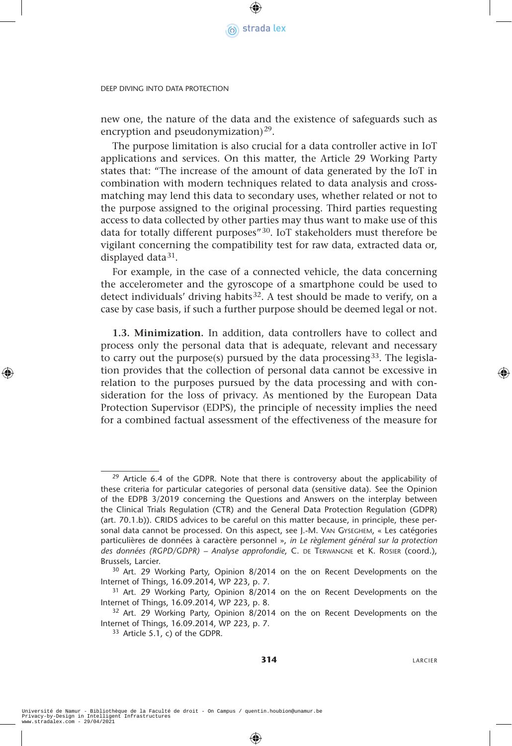new one, the nature of the data and the existence of safeguards such as encryption and pseudonymization)[29].

The purpose limitation is also crucial for a data controller active in IoT applications and services. On this matter, the Article 29 Working Party states that: "The increase of the amount of data generated by the IoT in combination with modern techniques related to data analysis and cross-matching may lend this data to secondary uses, whether related or not to the purpose assigned to the original processing. Third parties requesting access to data collected by other parties may thus want to make use of this data for totally different purposes"[30]. IoT stakeholders must therefore be vigilant concerning the compatibility test for raw data, extracted data or, displayed data[31].

For example, in the case of a connected vehicle, the data concerning the accelerometer and the gyroscope of a smartphone could be used to detect individuals' driving habits[32]. A test should be made to verify, on a case by case basis, if such a further purpose should be deemed legal or not.

**1.3. Minimization.** In addition, data controllers have to collect and process only the personal data that is adequate, relevant and necessary to carry out the purpose(s) pursued by the data processing[33]. The legislation provides that the collection of personal data cannot be excessive in relation to the purposes pursued by the data processing and with consideration for the loss of privacy. As mentioned by the European Data Protection Supervisor (EDPS), the principle of necessity implies the need for a combined factual assessment of the effectiveness of the measure for

---

[29] Article 6.4 of the GDPR. Note that there is controversy about the applicability of these criteria for particular categories of personal data (sensitive data). See the Opinion of the EDPB 3/2019 concerning the Questions and Answers on the interplay between the Clinical Trials Regulation (CTR) and the General Data Protection Regulation (GDPR) (art. 70.1.b)). CRIDS advices to be careful on this matter because, in principle, these personal data cannot be processed. On this aspect, see J.-M. Van Gyseghem, « Les catégories particulières de données à caractère personnel », *in Le règlement général sur la protection des données (RGPD/GDPR) – Analyse approfondie*, C. de Terwangne et K. Rosier (coord.), Brussels, Larcier.

[30] Art. 29 Working Party, Opinion 8/2014 on the on Recent Developments on the Internet of Things, 16.09.2014, WP 223, p. 7.

[31] Art. 29 Working Party, Opinion 8/2014 on the on Recent Developments on the Internet of Things, 16.09.2014, WP 223, p. 8.

[32] Art. 29 Working Party, Opinion 8/2014 on the on Recent Developments on the Internet of Things, 16.09.2014, WP 223, p. 7.

[33] Article 5.1, c) of the GDPR.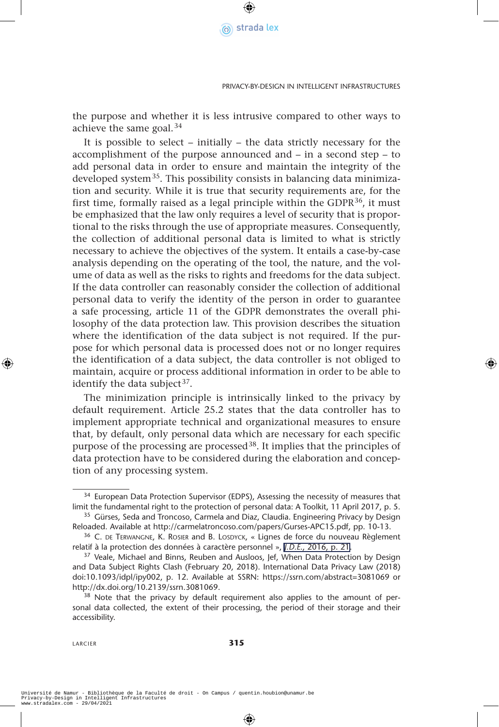the purpose and whether it is less intrusive compared to other ways to achieve the same goal.[34]

It is possible to select – initially – the data strictly necessary for the accomplishment of the purpose announced and – in a second step – to add personal data in order to ensure and maintain the integrity of the developed system[35]. This possibility consists in balancing data minimization and security. While it is true that security requirements are, for the first time, formally raised as a legal principle within the GDPR[36], it must be emphasized that the law only requires a level of security that is proportional to the risks through the use of appropriate measures. Consequently, the collection of additional personal data is limited to what is strictly necessary to achieve the objectives of the system. It entails a case-by-case analysis depending on the operating of the tool, the nature, and the volume of data as well as the risks to rights and freedoms for the data subject. If the data controller can reasonably consider the collection of additional personal data to verify the identity of the person in order to guarantee a safe processing, article 11 of the GDPR demonstrates the overall philosophy of the data protection law. This provision describes the situation where the identification of the data subject is not required. If the purpose for which personal data is processed does not or no longer requires the identification of a data subject, the data controller is not obliged to maintain, acquire or process additional information in order to be able to identify the data subject[37].

The minimization principle is intrinsically linked to the privacy by default requirement. Article 25.2 states that the data controller has to implement appropriate technical and organizational measures to ensure that, by default, only personal data which are necessary for each specific purpose of the processing are processed[38]. It implies that the principles of data protection have to be considered during the elaboration and conception of any processing system.

---

[34] European Data Protection Supervisor (EDPS), Assessing the necessity of measures that limit the fundamental right to the protection of personal data: A Toolkit, 11 April 2017, p. 5.

[35] Gürses, Seda and Troncoso, Carmela and Diaz, Claudia. Engineering Privacy by Design Reloaded. Available at http://carmelatroncoso.com/papers/Gurses-APC15.pdf, pp. 10-13.

[36] C. de Terwangne, K. Rosier and B. Losdyck, « Lignes de force du nouveau Règlement relatif à la protection des données à caractère personnel », *J.D.E.*, 2016, p. 21.

[37] Veale, Michael and Binns, Reuben and Ausloos, Jef, When Data Protection by Design and Data Subject Rights Clash (February 20, 2018). International Data Privacy Law (2018) doi:10.1093/idpl/ipy002, p. 12. Available at SSRN: https://ssrn.com/abstract=3081069 or http://dx.doi.org/10.2139/ssrn.3081069.

[38] Note that the privacy by default requirement also applies to the amount of personal data collected, the extent of their processing, the period of their storage and their accessibility.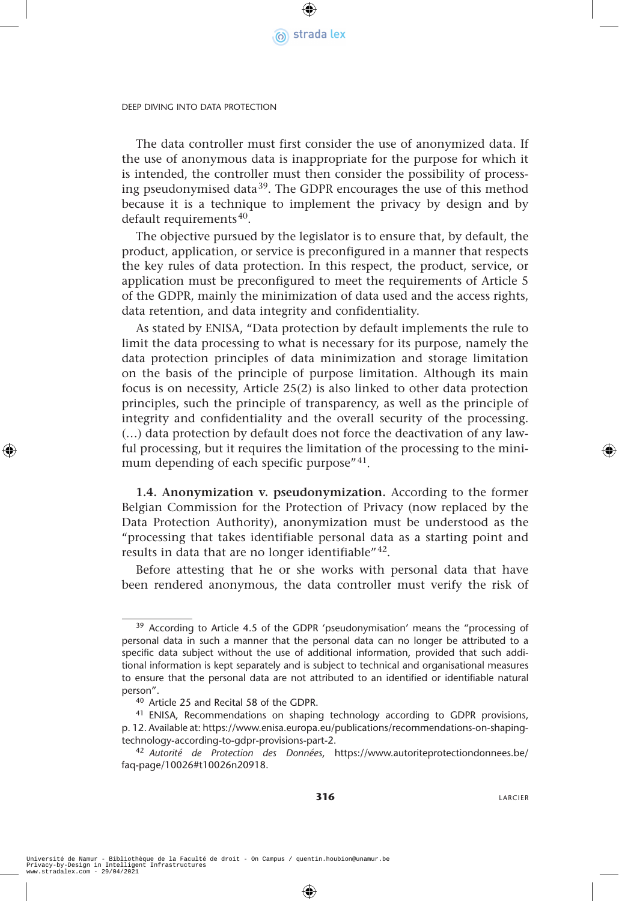The data controller must first consider the use of anonymized data. If the use of anonymous data is inappropriate for the purpose for which it is intended, the controller must then consider the possibility of processing pseudonymised data[39]. The GDPR encourages the use of this method because it is a technique to implement the privacy by design and by default requirements[40].

The objective pursued by the legislator is to ensure that, by default, the product, application, or service is preconfigured in a manner that respects the key rules of data protection. In this respect, the product, service, or application must be preconfigured to meet the requirements of Article 5 of the GDPR, mainly the minimization of data used and the access rights, data retention, and data integrity and confidentiality.

As stated by ENISA, "Data protection by default implements the rule to limit the data processing to what is necessary for its purpose, namely the data protection principles of data minimization and storage limitation on the basis of the principle of purpose limitation. Although its main focus is on necessity, Article 25(2) is also linked to other data protection principles, such the principle of transparency, as well as the principle of integrity and confidentiality and the overall security of the processing. (…) data protection by default does not force the deactivation of any lawful processing, but it requires the limitation of the processing to the minimum depending of each specific purpose"[41].

**1.4. Anonymization v. pseudonymization.** According to the former Belgian Commission for the Protection of Privacy (now replaced by the Data Protection Authority), anonymization must be understood as the "processing that takes identifiable personal data as a starting point and results in data that are no longer identifiable"[42].

Before attesting that he or she works with personal data that have been rendered anonymous, the data controller must verify the risk of

---

[39] According to Article 4.5 of the GDPR 'pseudonymisation' means the "processing of personal data in such a manner that the personal data can no longer be attributed to a specific data subject without the use of additional information, provided that such additional information is kept separately and is subject to technical and organisational measures to ensure that the personal data are not attributed to an identified or identifiable natural person".

[40] Article 25 and Recital 58 of the GDPR.

[41] ENISA, Recommendations on shaping technology according to GDPR provisions, p. 12. Available at: https://www.enisa.europa.eu/publications/recommendations-on-shaping-technology-according-to-gdpr-provisions-part-2.

[42] *Autorité de Protection des Données*, https://www.autoriteprotectiondonnees.be/faq-page/10026#t10026n20918.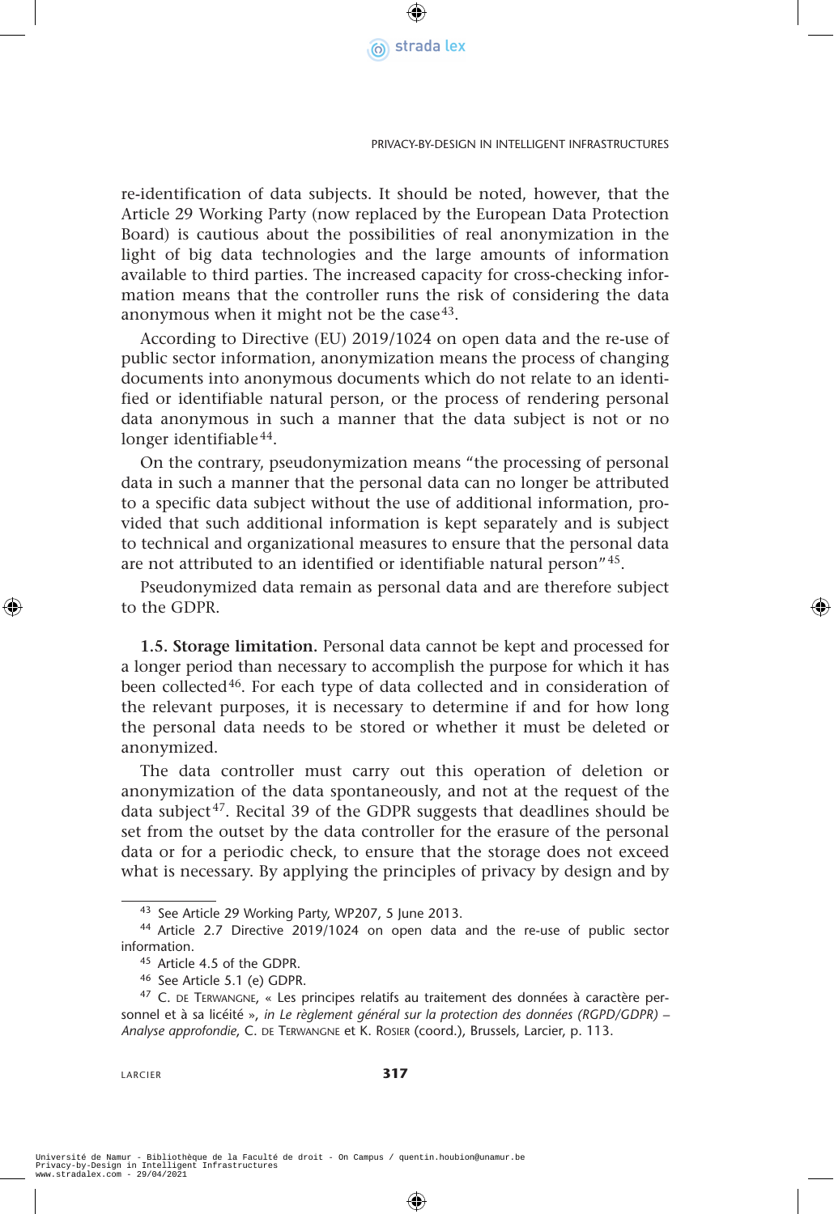re-identification of data subjects. It should be noted, however, that the Article 29 Working Party (now replaced by the European Data Protection Board) is cautious about the possibilities of real anonymization in the light of big data technologies and the large amounts of information available to third parties. The increased capacity for cross-checking information means that the controller runs the risk of considering the data anonymous when it might not be the case[43].

According to Directive (EU) 2019/1024 on open data and the re-use of public sector information, anonymization means the process of changing documents into anonymous documents which do not relate to an identified or identifiable natural person, or the process of rendering personal data anonymous in such a manner that the data subject is not or no longer identifiable[44].

On the contrary, pseudonymization means "the processing of personal data in such a manner that the personal data can no longer be attributed to a specific data subject without the use of additional information, provided that such additional information is kept separately and is subject to technical and organizational measures to ensure that the personal data are not attributed to an identified or identifiable natural person"[45].

Pseudonymized data remain as personal data and are therefore subject to the GDPR.

**1.5. Storage limitation.** Personal data cannot be kept and processed for a longer period than necessary to accomplish the purpose for which it has been collected[46]. For each type of data collected and in consideration of the relevant purposes, it is necessary to determine if and for how long the personal data needs to be stored or whether it must be deleted or anonymized.

The data controller must carry out this operation of deletion or anonymization of the data spontaneously, and not at the request of the data subject[47]. Recital 39 of the GDPR suggests that deadlines should be set from the outset by the data controller for the erasure of the personal data or for a periodic check, to ensure that the storage does not exceed what is necessary. By applying the principles of privacy by design and by

---

[43] See Article 29 Working Party, WP207, 5 June 2013.

[44] Article 2.7 Directive 2019/1024 on open data and the re-use of public sector information.

[45] Article 4.5 of the GDPR.

[46] See Article 5.1 (e) GDPR.

[47] C. de Terwangne, « Les principes relatifs au traitement des données à caractère personnel et à sa licéité », *in Le règlement général sur la protection des données (RGPD/GDPR) – Analyse approfondie*, C. de Terwangne et K. Rosier (coord.), Brussels, Larcier, p. 113.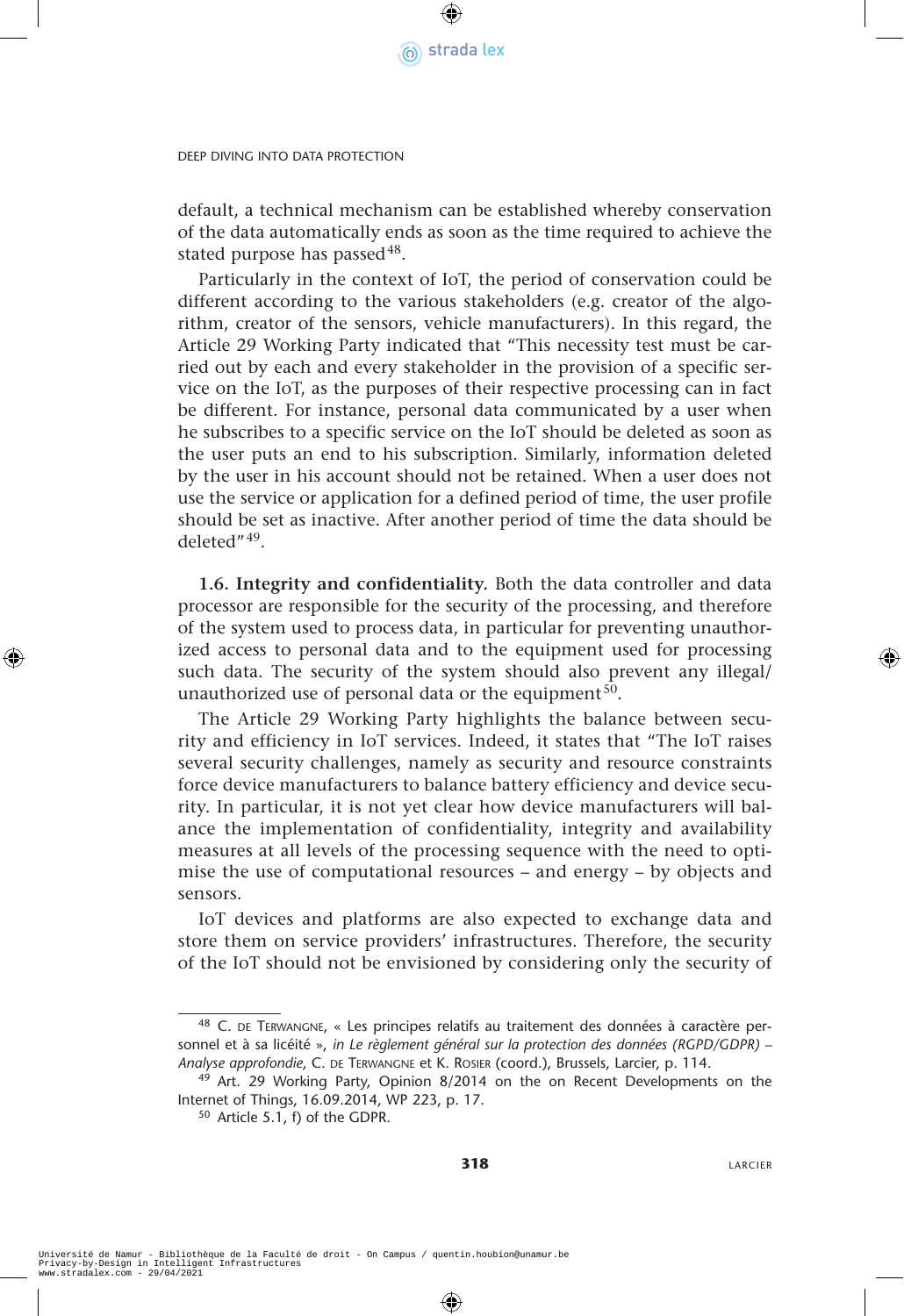default, a technical mechanism can be established whereby conservation of the data automatically ends as soon as the time required to achieve the stated purpose has passed[48].

Particularly in the context of IoT, the period of conservation could be different according to the various stakeholders (e.g. creator of the algorithm, creator of the sensors, vehicle manufacturers). In this regard, the Article 29 Working Party indicated that "This necessity test must be carried out by each and every stakeholder in the provision of a specific service on the IoT, as the purposes of their respective processing can in fact be different. For instance, personal data communicated by a user when he subscribes to a specific service on the IoT should be deleted as soon as the user puts an end to his subscription. Similarly, information deleted by the user in his account should not be retained. When a user does not use the service or application for a defined period of time, the user profile should be set as inactive. After another period of time the data should be deleted"[49].

**1.6. Integrity and confidentiality.** Both the data controller and data processor are responsible for the security of the processing, and therefore of the system used to process data, in particular for preventing unauthorized access to personal data and to the equipment used for processing such data. The security of the system should also prevent any illegal/unauthorized use of personal data or the equipment[50].

The Article 29 Working Party highlights the balance between security and efficiency in IoT services. Indeed, it states that "The IoT raises several security challenges, namely as security and resource constraints force device manufacturers to balance battery efficiency and device security. In particular, it is not yet clear how device manufacturers will balance the implementation of confidentiality, integrity and availability measures at all levels of the processing sequence with the need to optimise the use of computational resources – and energy – by objects and sensors.

IoT devices and platforms are also expected to exchange data and store them on service providers' infrastructures. Therefore, the security of the IoT should not be envisioned by considering only the security of

---

[48] C. de Terwangne, « Les principes relatifs au traitement des données à caractère personnel et à sa licéité », *in Le règlement général sur la protection des données (RGPD/GDPR) – Analyse approfondie*, C. de Terwangne et K. Rosier (coord.), Brussels, Larcier, p. 114.

[49] Art. 29 Working Party, Opinion 8/2014 on the on Recent Developments on the Internet of Things, 16.09.2014, WP 223, p. 17.

[50] Article 5.1, f) of the GDPR.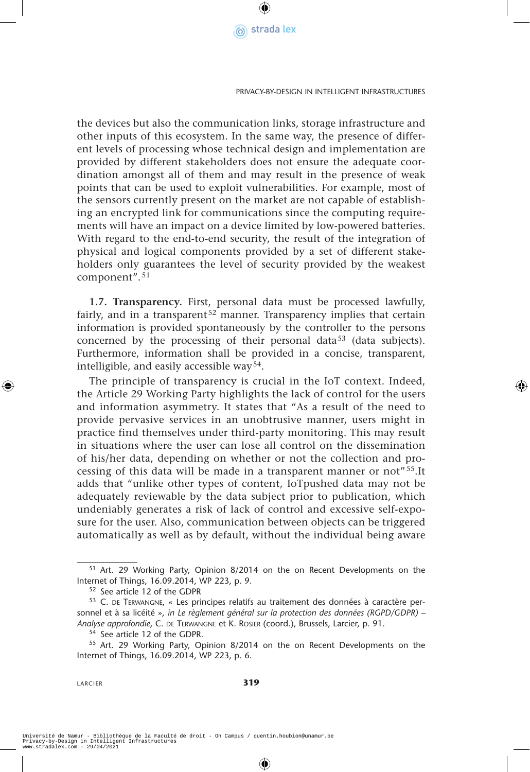the devices but also the communication links, storage infrastructure and other inputs of this ecosystem. In the same way, the presence of different levels of processing whose technical design and implementation are provided by different stakeholders does not ensure the adequate coordination amongst all of them and may result in the presence of weak points that can be used to exploit vulnerabilities. For example, most of the sensors currently present on the market are not capable of establishing an encrypted link for communications since the computing requirements will have an impact on a device limited by low-powered batteries. With regard to the end-to-end security, the result of the integration of physical and logical components provided by a set of different stakeholders only guarantees the level of security provided by the weakest component".[51]

**1.7. Transparency.** First, personal data must be processed lawfully, fairly, and in a transparent[52] manner. Transparency implies that certain information is provided spontaneously by the controller to the persons concerned by the processing of their personal data[53] (data subjects). Furthermore, information shall be provided in a concise, transparent, intelligible, and easily accessible way[54].

The principle of transparency is crucial in the IoT context. Indeed, the Article 29 Working Party highlights the lack of control for the users and information asymmetry. It states that "As a result of the need to provide pervasive services in an unobtrusive manner, users might in practice find themselves under third-party monitoring. This may result in situations where the user can lose all control on the dissemination of his/her data, depending on whether or not the collection and processing of this data will be made in a transparent manner or not"[55].It adds that "unlike other types of content, IoTpushed data may not be adequately reviewable by the data subject prior to publication, which undeniably generates a risk of lack of control and excessive self-exposure for the user. Also, communication between objects can be triggered automatically as well as by default, without the individual being aware

---

[51] Art. 29 Working Party, Opinion 8/2014 on the on Recent Developments on the Internet of Things, 16.09.2014, WP 223, p. 9.

[52] See article 12 of the GDPR

[53] C. de Terwangne, « Les principes relatifs au traitement des données à caractère personnel et à sa licéité », *in Le règlement général sur la protection des données (RGPD/GDPR) – Analyse approfondie*, C. de Terwangne et K. Rosier (coord.), Brussels, Larcier, p. 91.

[54] See article 12 of the GDPR.

[55] Art. 29 Working Party, Opinion 8/2014 on the on Recent Developments on the Internet of Things, 16.09.2014, WP 223, p. 6.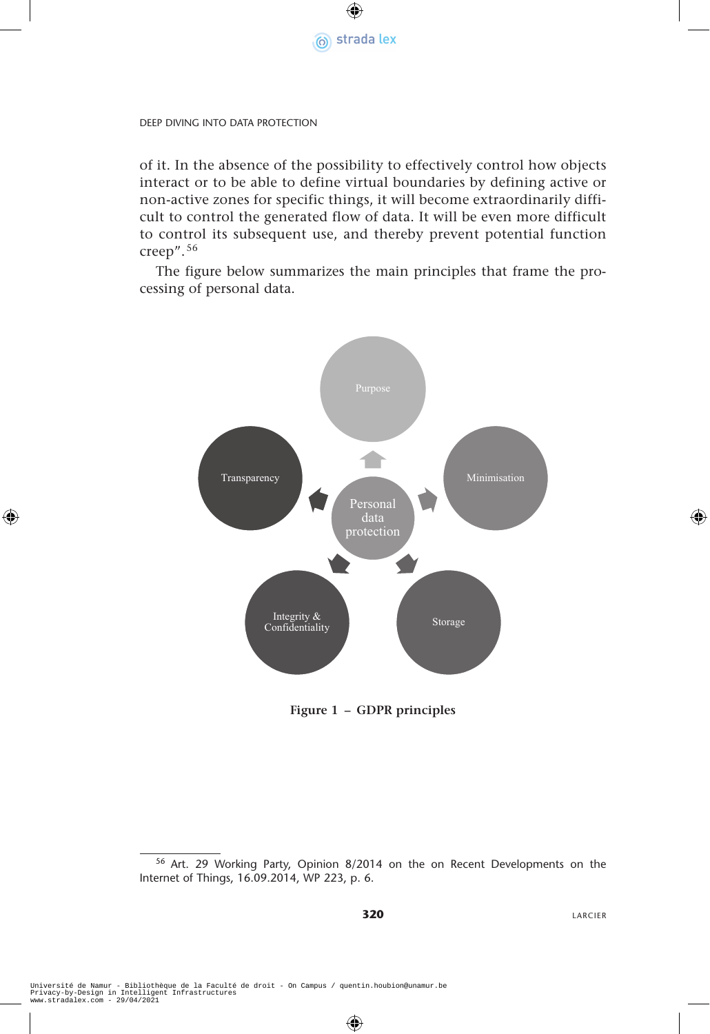of it. In the absence of the possibility to effectively control how objects interact or to be able to define virtual boundaries by defining active or non-active zones for specific things, it will become extraordinarily difficult to control the generated flow of data. It will be even more difficult to control its subsequent use, and thereby prevent potential function creep".[56]

The figure below summarizes the main principles that frame the processing of personal data.

Purpose

Transparency

Minimisation

Personal data protection

Integrity & Confidentiality

Storage

**Figure 1 – GDPR principles**

[56] Art. 29 Working Party, Opinion 8/2014 on the on Recent Developments on the Internet of Things, 16.09.2014, WP 223, p. 6.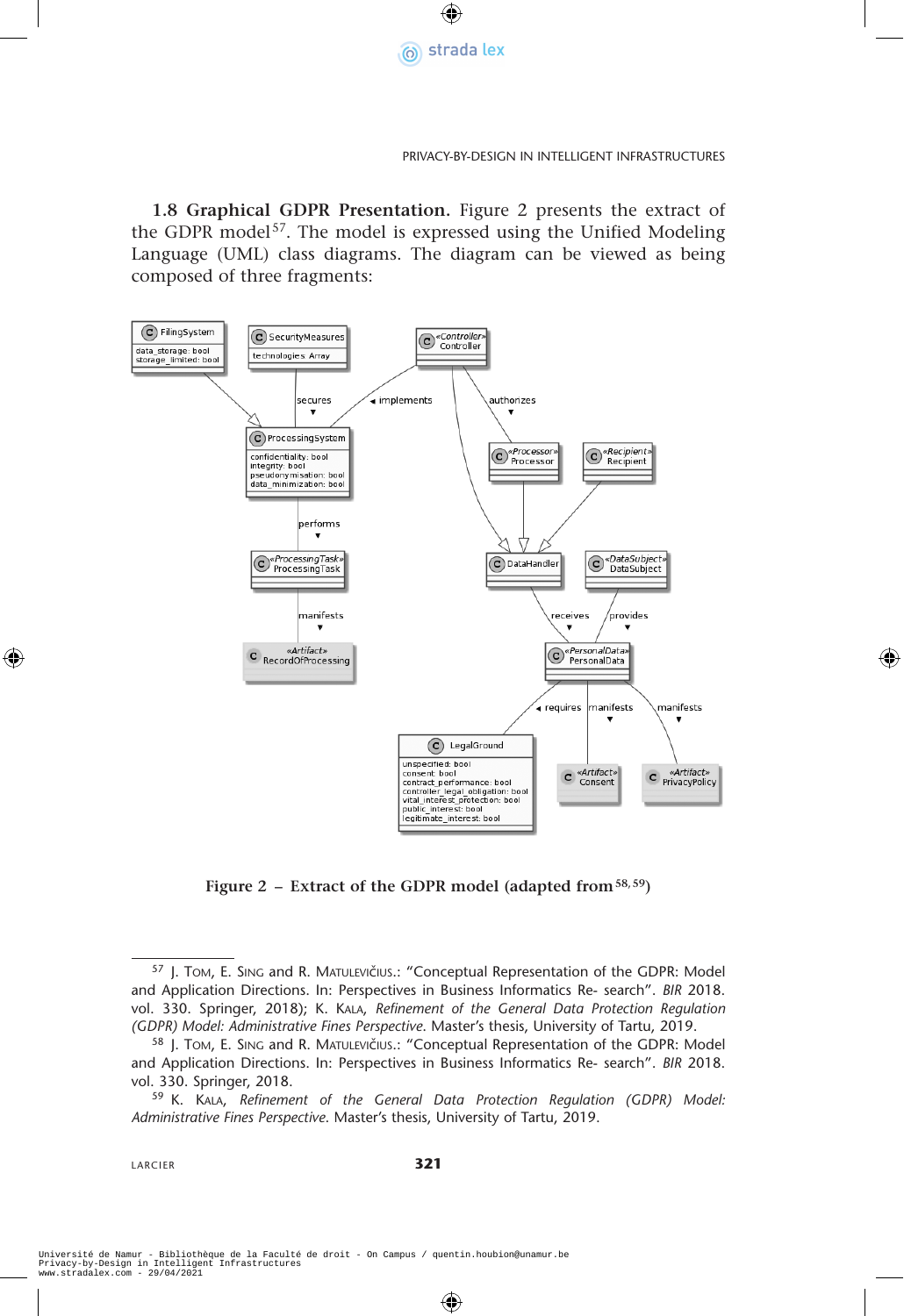**1.8 Graphical GDPR Presentation.** Figure 2 presents the extract of the GDPR model[57]. The model is expressed using the Unified Modeling Language (UML) class diagrams. The diagram can be viewed as being composed of three fragments:

**Figure 2 – Extract of the GDPR model (adapted from[58, 59])**

---

[57] J. Tom, E. Sing and R. Matulevičius.: "Conceptual Representation of the GDPR: Model and Application Directions. In: Perspectives in Business Informatics Re- search". *BIR* 2018. vol. 330. Springer, 2018); K. Kala, *Refinement of the General Data Protection Regulation (GDPR) Model: Administrative Fines Perspective*. Master's thesis, University of Tartu, 2019.

[58] J. Tom, E. Sing and R. Matulevičius.: "Conceptual Representation of the GDPR: Model and Application Directions. In: Perspectives in Business Informatics Re- search". *BIR* 2018. vol. 330. Springer, 2018.

[59] K. Kala, *Refinement of the General Data Protection Regulation (GDPR) Model: Administrative Fines Perspective*. Master's thesis, University of Tartu, 2019.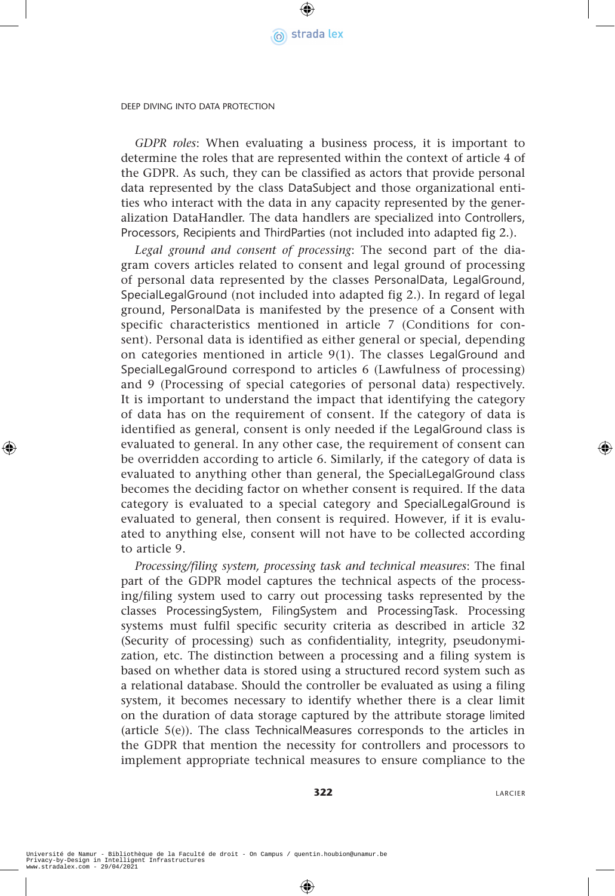*GDPR roles*: When evaluating a business process, it is important to determine the roles that are represented within the context of article 4 of the GDPR. As such, they can be classified as actors that provide personal data represented by the class DataSubject and those organizational entities who interact with the data in any capacity represented by the generalization DataHandler. The data handlers are specialized into Controllers, Processors, Recipients and ThirdParties (not included into adapted fig 2.).

*Legal ground and consent of processing*: The second part of the diagram covers articles related to consent and legal ground of processing of personal data represented by the classes PersonalData, LegalGround, SpecialLegalGround (not included into adapted fig 2.). In regard of legal ground, PersonalData is manifested by the presence of a Consent with specific characteristics mentioned in article 7 (Conditions for consent). Personal data is identified as either general or special, depending on categories mentioned in article 9(1). The classes LegalGround and SpecialLegalGround correspond to articles 6 (Lawfulness of processing) and 9 (Processing of special categories of personal data) respectively. It is important to understand the impact that identifying the category of data has on the requirement of consent. If the category of data is identified as general, consent is only needed if the LegalGround class is evaluated to general. In any other case, the requirement of consent can be overridden according to article 6. Similarly, if the category of data is evaluated to anything other than general, the SpecialLegalGround class becomes the deciding factor on whether consent is required. If the data category is evaluated to a special category and SpecialLegalGround is evaluated to general, then consent is required. However, if it is evaluated to anything else, consent will not have to be collected according to article 9.

*Processing/filing system, processing task and technical measures*: The final part of the GDPR model captures the technical aspects of the processing/filing system used to carry out processing tasks represented by the classes ProcessingSystem, FilingSystem and ProcessingTask. Processing systems must fulfil specific security criteria as described in article 32 (Security of processing) such as confidentiality, integrity, pseudonymization, etc. The distinction between a processing and a filing system is based on whether data is stored using a structured record system such as a relational database. Should the controller be evaluated as using a filing system, it becomes necessary to identify whether there is a clear limit on the duration of data storage captured by the attribute storage limited (article 5(e)). The class TechnicalMeasures corresponds to the articles in the GDPR that mention the necessity for controllers and processors to implement appropriate technical measures to ensure compliance to the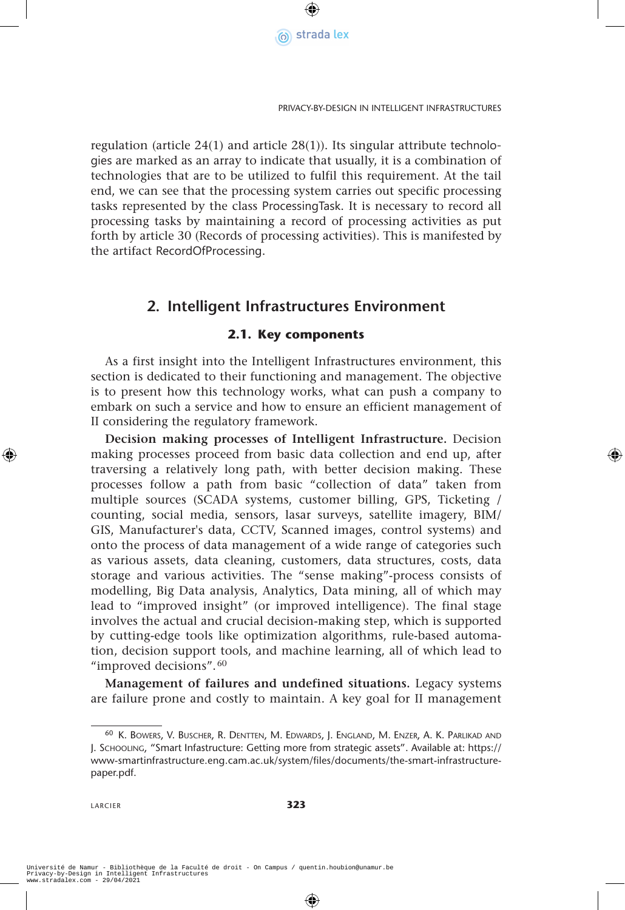regulation (article 24(1) and article 28(1)). Its singular attribute technologies are marked as an array to indicate that usually, it is a combination of technologies that are to be utilized to fulfil this requirement. At the tail end, we can see that the processing system carries out specific processing tasks represented by the class ProcessingTask. It is necessary to record all processing tasks by maintaining a record of processing activities as put forth by article 30 (Records of processing activities). This is manifested by the artifact RecordOfProcessing.

## 2. Intelligent Infrastructures Environment

### 2.1. Key components

As a first insight into the Intelligent Infrastructures environment, this section is dedicated to their functioning and management. The objective is to present how this technology works, what can push a company to embark on such a service and how to ensure an efficient management of II considering the regulatory framework.

**Decision making processes of Intelligent Infrastructure.** Decision making processes proceed from basic data collection and end up, after traversing a relatively long path, with better decision making. These processes follow a path from basic "collection of data" taken from multiple sources (SCADA systems, customer billing, GPS, Ticketing / counting, social media, sensors, lasar surveys, satellite imagery, BIM/GIS, Manufacturer's data, CCTV, Scanned images, control systems) and onto the process of data management of a wide range of categories such as various assets, data cleaning, customers, data structures, costs, data storage and various activities. The "sense making"-process consists of modelling, Big Data analysis, Analytics, Data mining, all of which may lead to "improved insight" (or improved intelligence). The final stage involves the actual and crucial decision-making step, which is supported by cutting-edge tools like optimization algorithms, rule-based automation, decision support tools, and machine learning, all of which lead to "improved decisions".[60]

**Management of failures and undefined situations.** Legacy systems are failure prone and costly to maintain. A key goal for II management

[60] K. Bowers, V. Buscher, R. Dentten, M. Edwards, J. England, M. Enzer, A. K. Parlikad and J. Schooling, "Smart Infastructure: Getting more from strategic assets". Available at: https://www-smartinfrastructure.eng.cam.ac.uk/system/files/documents/the-smart-infrastructure-paper.pdf.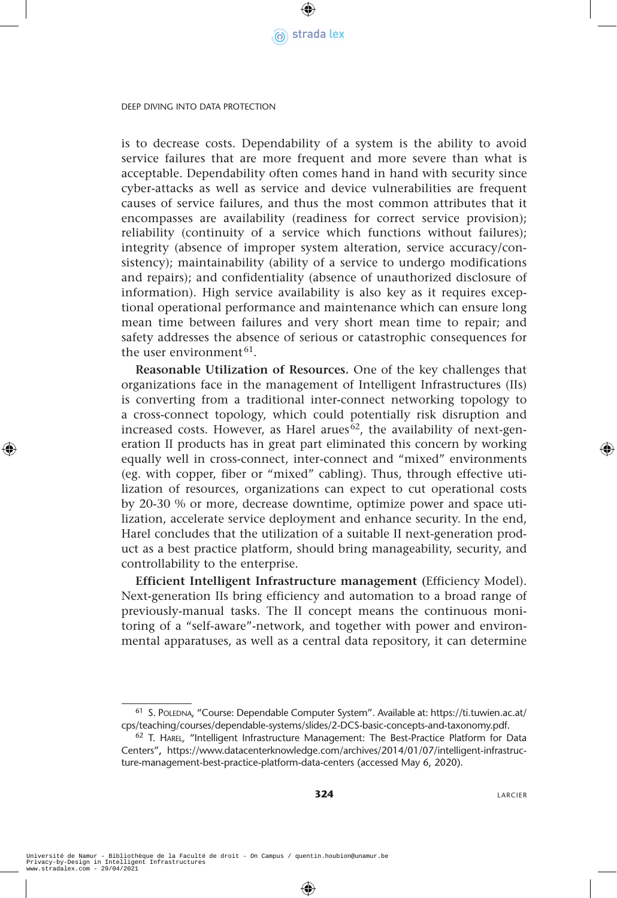is to decrease costs. Dependability of a system is the ability to avoid service failures that are more frequent and more severe than what is acceptable. Dependability often comes hand in hand with security since cyber-attacks as well as service and device vulnerabilities are frequent causes of service failures, and thus the most common attributes that it encompasses are availability (readiness for correct service provision); reliability (continuity of a service which functions without failures); integrity (absence of improper system alteration, service accuracy/consistency); maintainability (ability of a service to undergo modifications and repairs); and confidentiality (absence of unauthorized disclosure of information). High service availability is also key as it requires exceptional operational performance and maintenance which can ensure long mean time between failures and very short mean time to repair; and safety addresses the absence of serious or catastrophic consequences for the user environment[61].

**Reasonable Utilization of Resources.** One of the key challenges that organizations face in the management of Intelligent Infrastructures (IIs) is converting from a traditional inter-connect networking topology to a cross-connect topology, which could potentially risk disruption and increased costs. However, as Harel arues[62], the availability of next-generation II products has in great part eliminated this concern by working equally well in cross-connect, inter-connect and "mixed" environments (eg. with copper, fiber or "mixed" cabling). Thus, through effective utilization of resources, organizations can expect to cut operational costs by 20-30 % or more, decrease downtime, optimize power and space utilization, accelerate service deployment and enhance security. In the end, Harel concludes that the utilization of a suitable II next-generation product as a best practice platform, should bring manageability, security, and controllability to the enterprise.

**Efficient Intelligent Infrastructure management** (Efficiency Model). Next-generation IIs bring efficiency and automation to a broad range of previously-manual tasks. The II concept means the continuous monitoring of a "self-aware"-network, and together with power and environmental apparatuses, as well as a central data repository, it can determine

---

[61] S. Poledna, "Course: Dependable Computer System". Available at: https://ti.tuwien.ac.at/cps/teaching/courses/dependable-systems/slides/2-DCS-basic-concepts-and-taxonomy.pdf.

[62] T. Harel, "Intelligent Infrastructure Management: The Best-Practice Platform for Data Centers", https://www.datacenterknowledge.com/archives/2014/01/07/intelligent-infrastructure-management-best-practice-platform-data-centers (accessed May 6, 2020).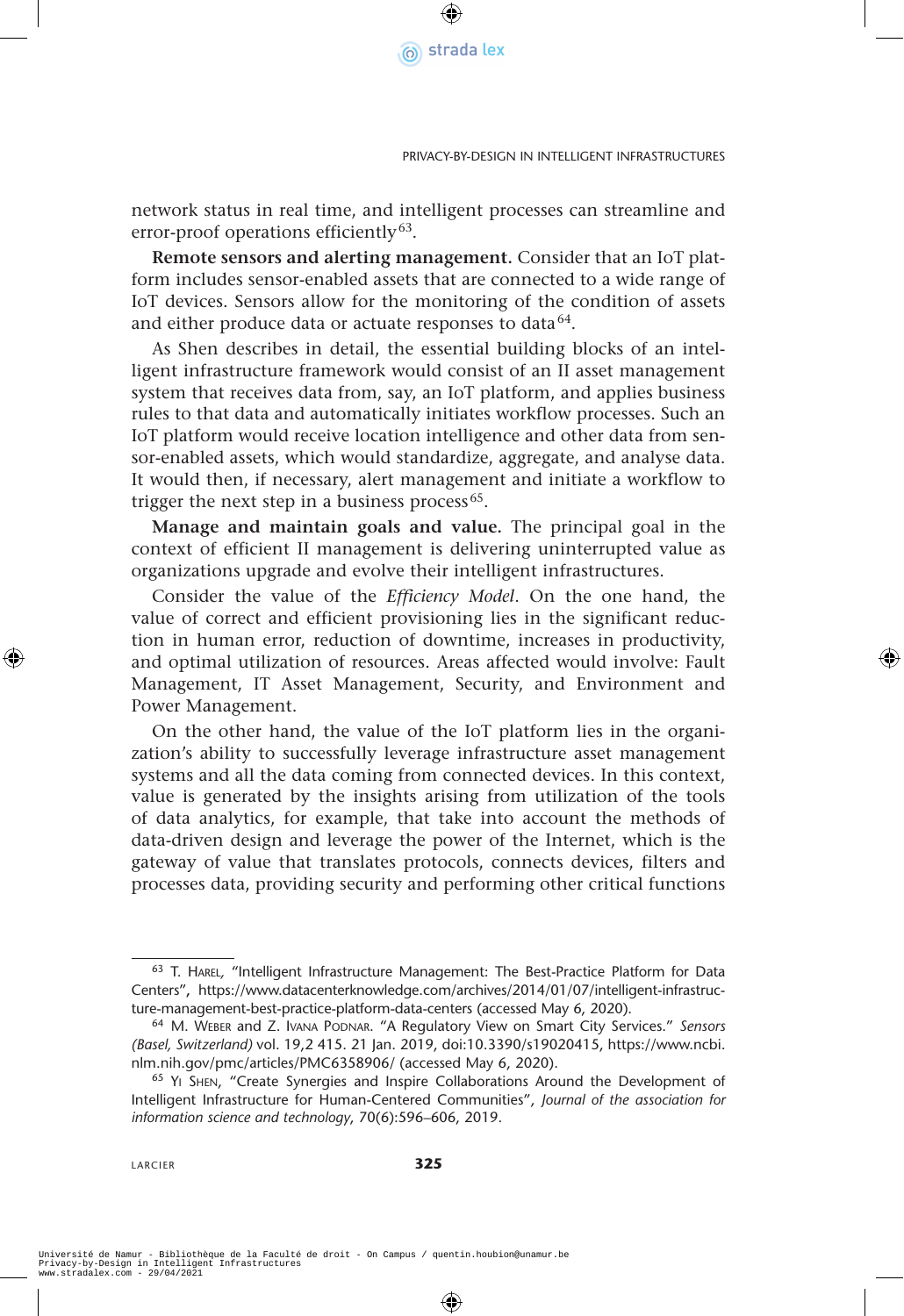network status in real time, and intelligent processes can streamline and error-proof operations efficiently[63].

**Remote sensors and alerting management.** Consider that an IoT platform includes sensor-enabled assets that are connected to a wide range of IoT devices. Sensors allow for the monitoring of the condition of assets and either produce data or actuate responses to data[64].

As Shen describes in detail, the essential building blocks of an intelligent infrastructure framework would consist of an II asset management system that receives data from, say, an IoT platform, and applies business rules to that data and automatically initiates workflow processes. Such an IoT platform would receive location intelligence and other data from sensor-enabled assets, which would standardize, aggregate, and analyse data. It would then, if necessary, alert management and initiate a workflow to trigger the next step in a business process[65].

**Manage and maintain goals and value.** The principal goal in the context of efficient II management is delivering uninterrupted value as organizations upgrade and evolve their intelligent infrastructures.

Consider the value of the *Efficiency Model*. On the one hand, the value of correct and efficient provisioning lies in the significant reduction in human error, reduction of downtime, increases in productivity, and optimal utilization of resources. Areas affected would involve: Fault Management, IT Asset Management, Security, and Environment and Power Management.

On the other hand, the value of the IoT platform lies in the organization's ability to successfully leverage infrastructure asset management systems and all the data coming from connected devices. In this context, value is generated by the insights arising from utilization of the tools of data analytics, for example, that take into account the methods of data-driven design and leverage the power of the Internet, which is the gateway of value that translates protocols, connects devices, filters and processes data, providing security and performing other critical functions

---

[63] T. Harel, "Intelligent Infrastructure Management: The Best-Practice Platform for Data Centers", https://www.datacenterknowledge.com/archives/2014/01/07/intelligent-infrastructure-management-best-practice-platform-data-centers (accessed May 6, 2020).

[64] M. Weber and Z. Ivana Podnar. "A Regulatory View on Smart City Services." *Sensors (Basel, Switzerland)* vol. 19,2 415. 21 Jan. 2019, doi:10.3390/s19020415, https://www.ncbi.nlm.nih.gov/pmc/articles/PMC6358906/ (accessed May 6, 2020).

[65] Yi Shen, "Create Synergies and Inspire Collaborations Around the Development of Intelligent Infrastructure for Human-Centered Communities", *Journal of the association for information science and technology*, 70(6):596–606, 2019.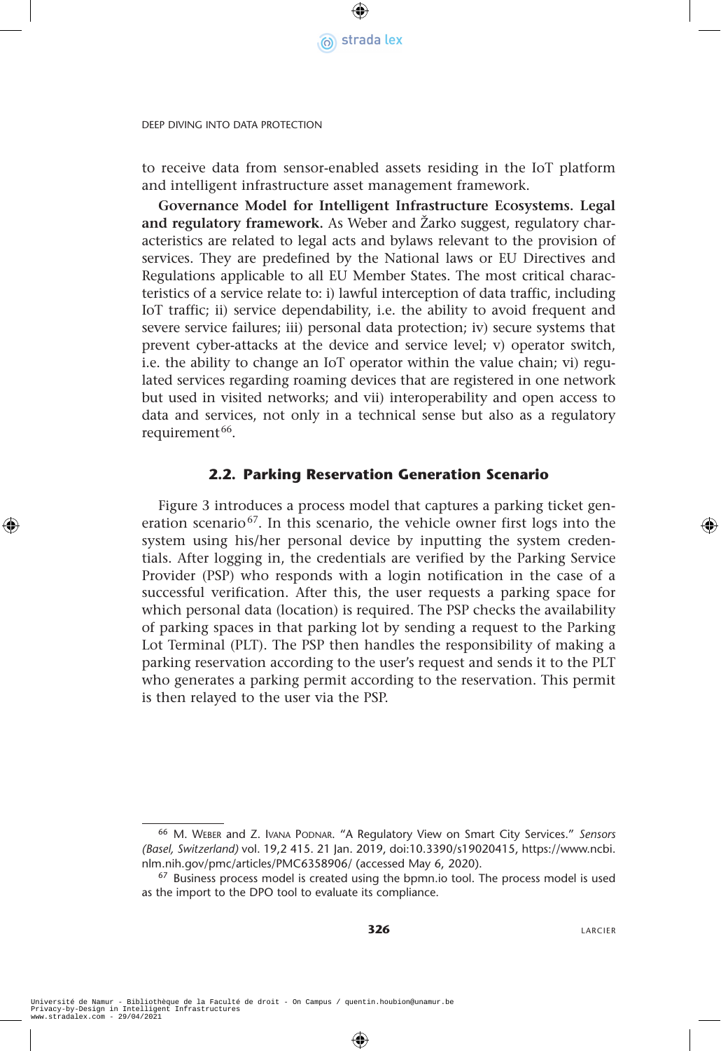to receive data from sensor-enabled assets residing in the IoT platform and intelligent infrastructure asset management framework.

**Governance Model for Intelligent Infrastructure Ecosystems. Legal and regulatory framework.** As Weber and Žarko suggest, regulatory characteristics are related to legal acts and bylaws relevant to the provision of services. They are predefined by the National laws or EU Directives and Regulations applicable to all EU Member States. The most critical characteristics of a service relate to: i) lawful interception of data traffic, including IoT traffic; ii) service dependability, i.e. the ability to avoid frequent and severe service failures; iii) personal data protection; iv) secure systems that prevent cyber-attacks at the device and service level; v) operator switch, i.e. the ability to change an IoT operator within the value chain; vi) regulated services regarding roaming devices that are registered in one network but used in visited networks; and vii) interoperability and open access to data and services, not only in a technical sense but also as a regulatory requirement[66].

### 2.2. Parking Reservation Generation Scenario

Figure 3 introduces a process model that captures a parking ticket generation scenario[67]. In this scenario, the vehicle owner first logs into the system using his/her personal device by inputting the system credentials. After logging in, the credentials are verified by the Parking Service Provider (PSP) who responds with a login notification in the case of a successful verification. After this, the user requests a parking space for which personal data (location) is required. The PSP checks the availability of parking spaces in that parking lot by sending a request to the Parking Lot Terminal (PLT). The PSP then handles the responsibility of making a parking reservation according to the user's request and sends it to the PLT who generates a parking permit according to the reservation. This permit is then relayed to the user via the PSP.

---

[66] M. Weber and Z. Ivana Podnar. "A Regulatory View on Smart City Services." *Sensors (Basel, Switzerland)* vol. 19,2 415. 21 Jan. 2019, doi:10.3390/s19020415, https://www.ncbi.nlm.nih.gov/pmc/articles/PMC6358906/ (accessed May 6, 2020).

[67] Business process model is created using the bpmn.io tool. The process model is used as the import to the DPO tool to evaluate its compliance.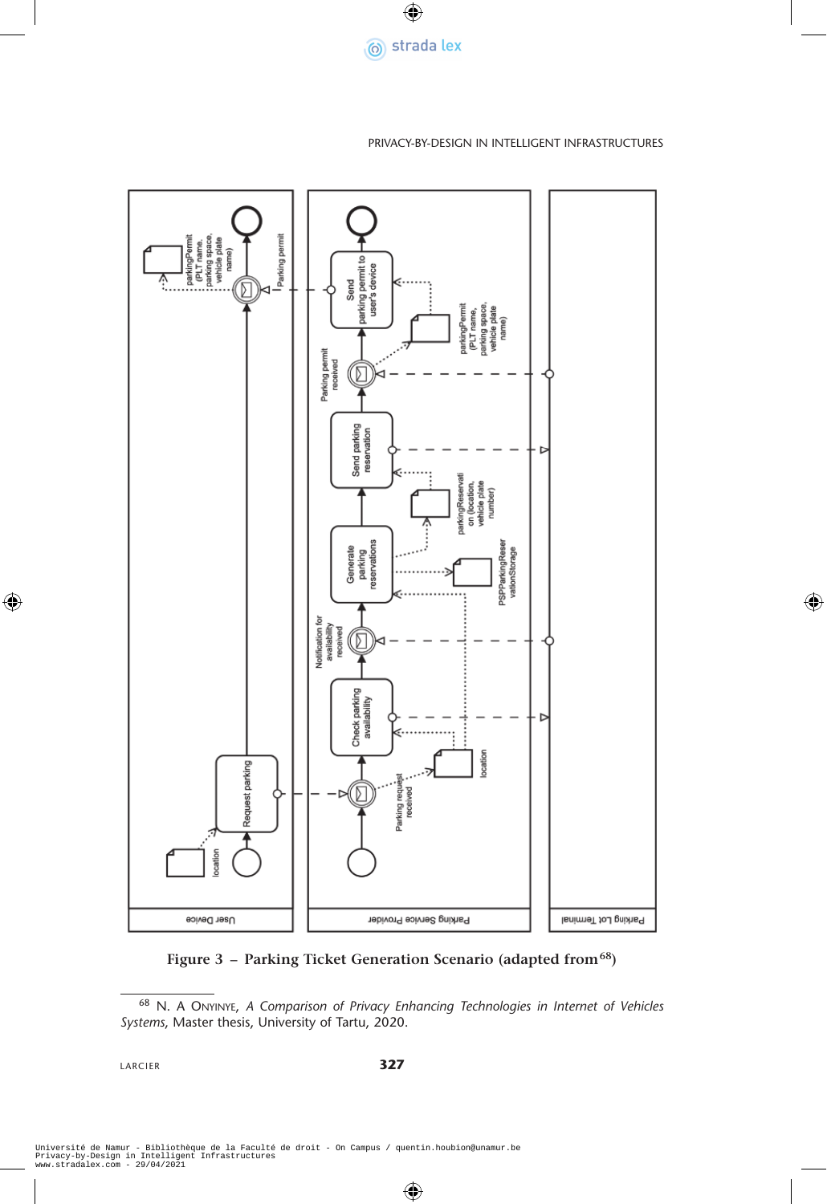Figure 3 – Parking Ticket Generation Scenario (adapted from[68])

[68] N. A Onyinye, *A Comparison of Privacy Enhancing Technologies in Internet of Vehicles Systems*, Master thesis, University of Tartu, 2020.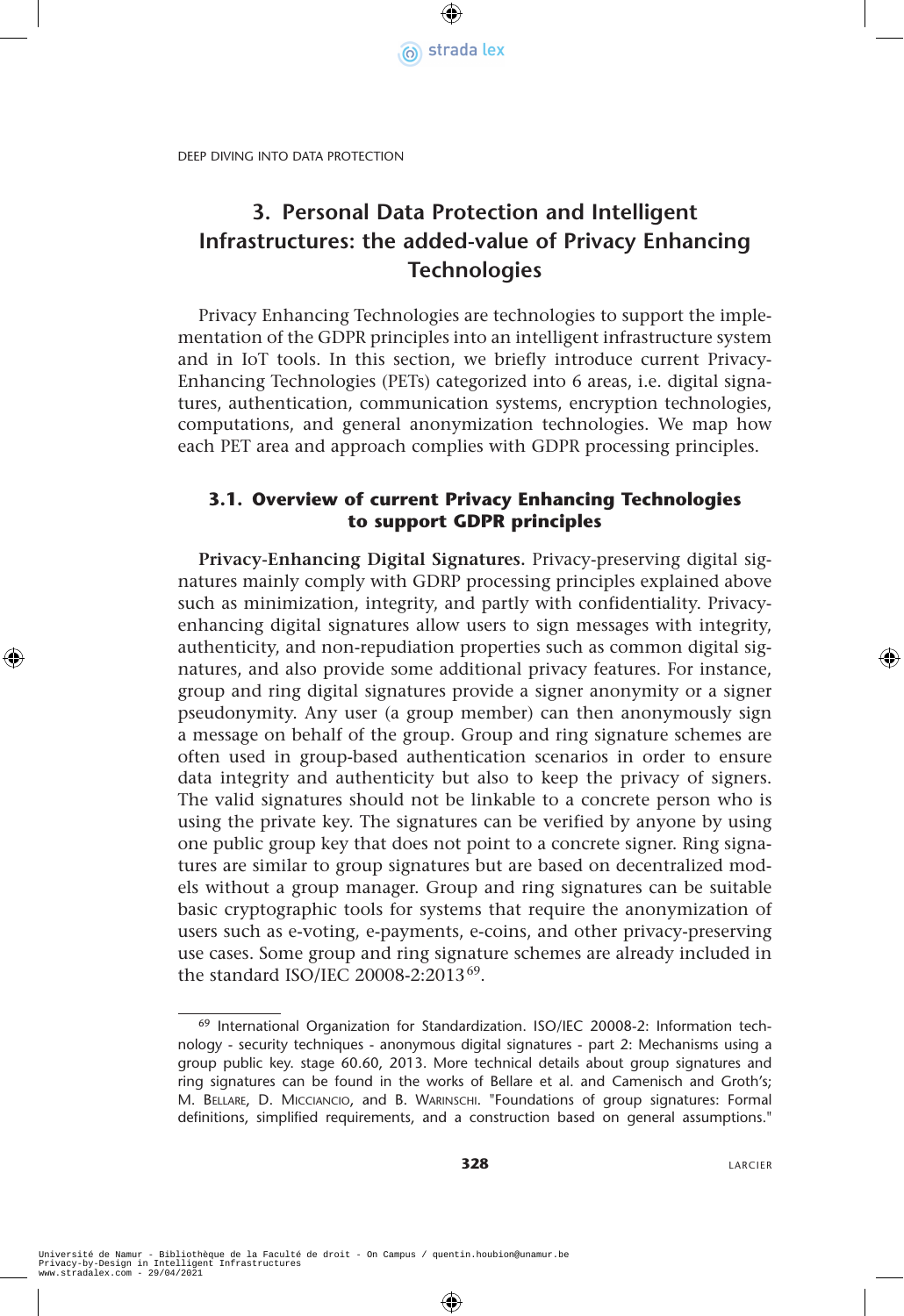# 3. Personal Data Protection and Intelligent Infrastructures: the added-value of Privacy Enhancing Technologies

Privacy Enhancing Technologies are technologies to support the implementation of the GDPR principles into an intelligent infrastructure system and in IoT tools. In this section, we briefly introduce current Privacy-Enhancing Technologies (PETs) categorized into 6 areas, i.e. digital signatures, authentication, communication systems, encryption technologies, computations, and general anonymization technologies. We map how each PET area and approach complies with GDPR processing principles.

## 3.1. Overview of current Privacy Enhancing Technologies to support GDPR principles

**Privacy-Enhancing Digital Signatures.** Privacy-preserving digital signatures mainly comply with GDRP processing principles explained above such as minimization, integrity, and partly with confidentiality. Privacy-enhancing digital signatures allow users to sign messages with integrity, authenticity, and non-repudiation properties such as common digital signatures, and also provide some additional privacy features. For instance, group and ring digital signatures provide a signer anonymity or a signer pseudonymity. Any user (a group member) can then anonymously sign a message on behalf of the group. Group and ring signature schemes are often used in group-based authentication scenarios in order to ensure data integrity and authenticity but also to keep the privacy of signers. The valid signatures should not be linkable to a concrete person who is using the private key. The signatures can be verified by anyone by using one public group key that does not point to a concrete signer. Ring signatures are similar to group signatures but are based on decentralized models without a group manager. Group and ring signatures can be suitable basic cryptographic tools for systems that require the anonymization of users such as e-voting, e-payments, e-coins, and other privacy-preserving use cases. Some group and ring signature schemes are already included in the standard ISO/IEC 20008-2:2013[69].

---

[69] International Organization for Standardization. ISO/IEC 20008-2: Information technology - security techniques - anonymous digital signatures - part 2: Mechanisms using a group public key. stage 60.60, 2013. More technical details about group signatures and ring signatures can be found in the works of Bellare et al. and Camenisch and Groth's; M. Bellare, D. Micciancio, and B. Warinschi. "Foundations of group signatures: Formal definitions, simplified requirements, and a construction based on general assumptions."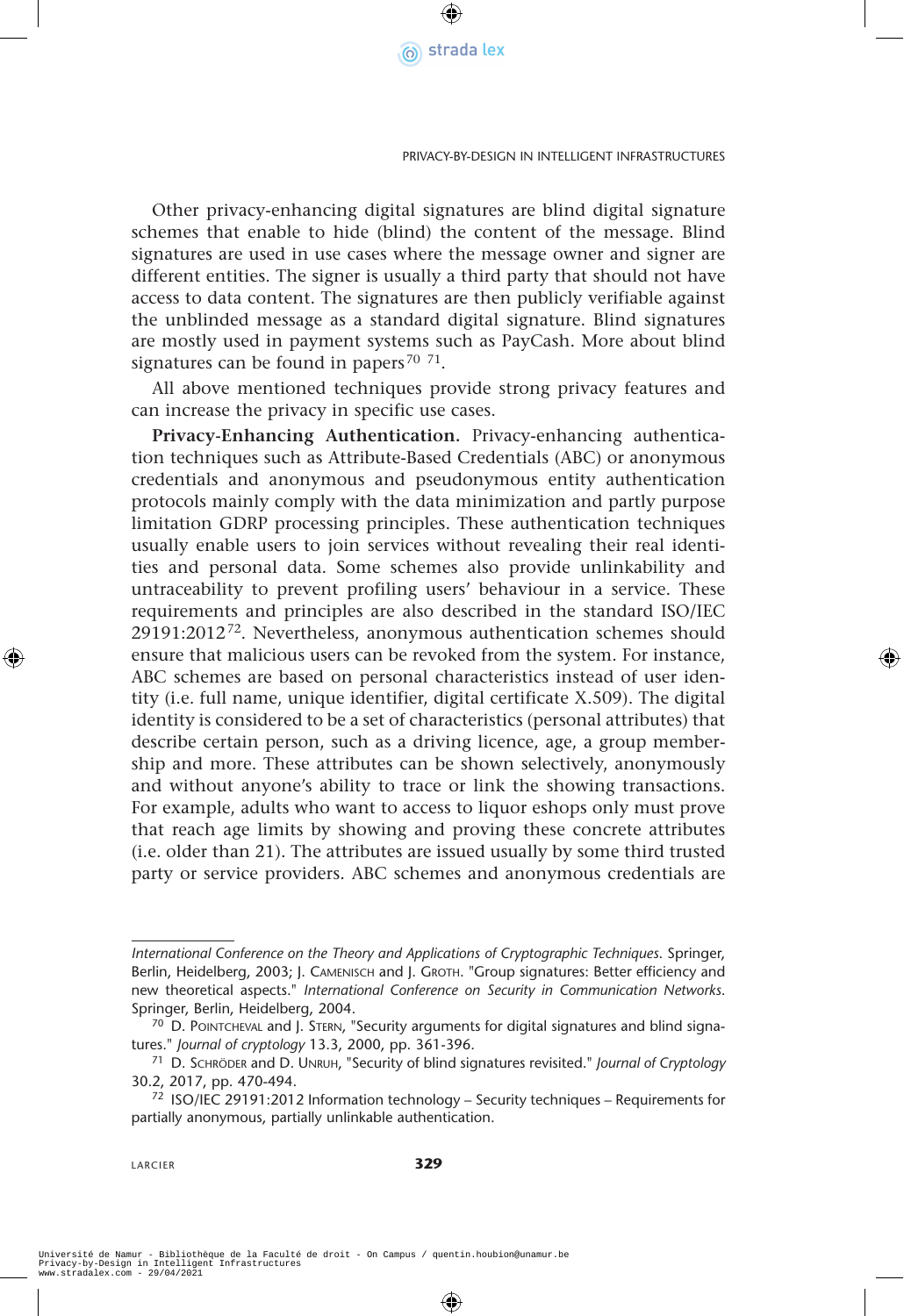Other privacy-enhancing digital signatures are blind digital signature schemes that enable to hide (blind) the content of the message. Blind signatures are used in use cases where the message owner and signer are different entities. The signer is usually a third party that should not have access to data content. The signatures are then publicly verifiable against the unblinded message as a standard digital signature. Blind signatures are mostly used in payment systems such as PayCash. More about blind signatures can be found in papers[70] [71].

All above mentioned techniques provide strong privacy features and can increase the privacy in specific use cases.

**Privacy-Enhancing Authentication.** Privacy-enhancing authentication techniques such as Attribute-Based Credentials (ABC) or anonymous credentials and anonymous and pseudonymous entity authentication protocols mainly comply with the data minimization and partly purpose limitation GDRP processing principles. These authentication techniques usually enable users to join services without revealing their real identities and personal data. Some schemes also provide unlinkability and untraceability to prevent profiling users' behaviour in a service. These requirements and principles are also described in the standard ISO/IEC 29191:2012[72]. Nevertheless, anonymous authentication schemes should ensure that malicious users can be revoked from the system. For instance, ABC schemes are based on personal characteristics instead of user identity (i.e. full name, unique identifier, digital certificate X.509). The digital identity is considered to be a set of characteristics (personal attributes) that describe certain person, such as a driving licence, age, a group membership and more. These attributes can be shown selectively, anonymously and without anyone's ability to trace or link the showing transactions. For example, adults who want to access to liquor eshops only must prove that reach age limits by showing and proving these concrete attributes (i.e. older than 21). The attributes are issued usually by some third trusted party or service providers. ABC schemes and anonymous credentials are

---

*International Conference on the Theory and Applications of Cryptographic Techniques*. Springer, Berlin, Heidelberg, 2003; J. Camenisch and J. Groth. "Group signatures: Better efficiency and new theoretical aspects." *International Conference on Security in Communication Networks*. Springer, Berlin, Heidelberg, 2004.

[70] D. Pointcheval and J. Stern, "Security arguments for digital signatures and blind signatures." *Journal of cryptology* 13.3, 2000, pp. 361-396.

[71] D. Schröder and D. Unruh, "Security of blind signatures revisited." *Journal of Cryptology* 30.2, 2017, pp. 470-494.

[72] ISO/IEC 29191:2012 Information technology – Security techniques – Requirements for partially anonymous, partially unlinkable authentication.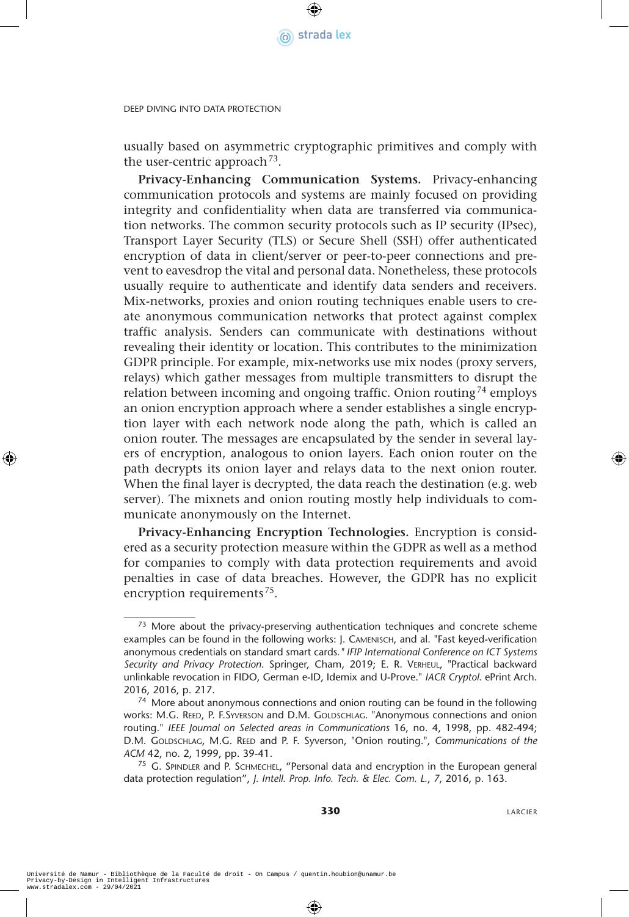usually based on asymmetric cryptographic primitives and comply with the user-centric approach[73].

**Privacy-Enhancing Communication Systems.** Privacy-enhancing communication protocols and systems are mainly focused on providing integrity and confidentiality when data are transferred via communication networks. The common security protocols such as IP security (IPsec), Transport Layer Security (TLS) or Secure Shell (SSH) offer authenticated encryption of data in client/server or peer-to-peer connections and prevent to eavesdrop the vital and personal data. Nonetheless, these protocols usually require to authenticate and identify data senders and receivers. Mix-networks, proxies and onion routing techniques enable users to create anonymous communication networks that protect against complex traffic analysis. Senders can communicate with destinations without revealing their identity or location. This contributes to the minimization GDPR principle. For example, mix-networks use mix nodes (proxy servers, relays) which gather messages from multiple transmitters to disrupt the relation between incoming and ongoing traffic. Onion routing[74] employs an onion encryption approach where a sender establishes a single encryption layer with each network node along the path, which is called an onion router. The messages are encapsulated by the sender in several layers of encryption, analogous to onion layers. Each onion router on the path decrypts its onion layer and relays data to the next onion router. When the final layer is decrypted, the data reach the destination (e.g. web server). The mixnets and onion routing mostly help individuals to communicate anonymously on the Internet.

**Privacy-Enhancing Encryption Technologies.** Encryption is considered as a security protection measure within the GDPR as well as a method for companies to comply with data protection requirements and avoid penalties in case of data breaches. However, the GDPR has no explicit encryption requirements[75].

---

[73] More about the privacy-preserving authentication techniques and concrete scheme examples can be found in the following works: J. Camenisch, and al. "Fast keyed-verification anonymous credentials on standard smart cards." *IFIP International Conference on ICT Systems Security and Privacy Protection*. Springer, Cham, 2019; E. R. Verheul, "Practical backward unlinkable revocation in FIDO, German e-ID, Idemix and U-Prove." *IACR Cryptol.* ePrint Arch. 2016, 2016, p. 217.

[74] More about anonymous connections and onion routing can be found in the following works: M.G. Reed, P. F.Syverson and D.M. Goldschlag. "Anonymous connections and onion routing." *IEEE Journal on Selected areas in Communications* 16, no. 4, 1998, pp. 482-494; D.M. Goldschlag, M.G. Reed and P. F. Syverson, "Onion routing.", *Communications of the ACM* 42, no. 2, 1999, pp. 39-41.

[75] G. Spindler and P. Schmechel, "Personal data and encryption in the European general data protection regulation", *J. Intell. Prop. Info. Tech. & Elec. Com. L.*, *7*, 2016, p. 163.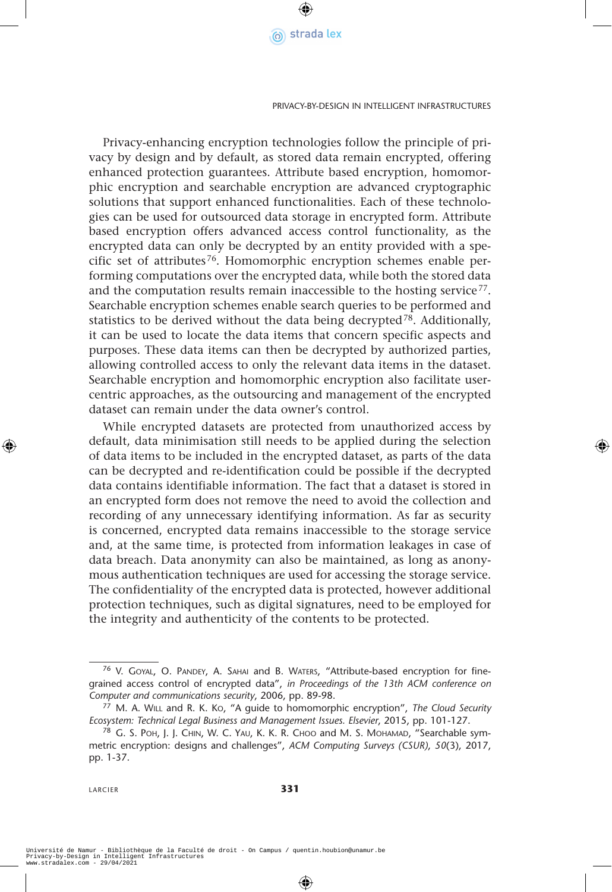Privacy-enhancing encryption technologies follow the principle of privacy by design and by default, as stored data remain encrypted, offering enhanced protection guarantees. Attribute based encryption, homomorphic encryption and searchable encryption are advanced cryptographic solutions that support enhanced functionalities. Each of these technologies can be used for outsourced data storage in encrypted form. Attribute based encryption offers advanced access control functionality, as the encrypted data can only be decrypted by an entity provided with a specific set of attributes[76]. Homomorphic encryption schemes enable performing computations over the encrypted data, while both the stored data and the computation results remain inaccessible to the hosting service[77]. Searchable encryption schemes enable search queries to be performed and statistics to be derived without the data being decrypted[78]. Additionally, it can be used to locate the data items that concern specific aspects and purposes. These data items can then be decrypted by authorized parties, allowing controlled access to only the relevant data items in the dataset. Searchable encryption and homomorphic encryption also facilitate user-centric approaches, as the outsourcing and management of the encrypted dataset can remain under the data owner's control.

While encrypted datasets are protected from unauthorized access by default, data minimisation still needs to be applied during the selection of data items to be included in the encrypted dataset, as parts of the data can be decrypted and re-identification could be possible if the decrypted data contains identifiable information. The fact that a dataset is stored in an encrypted form does not remove the need to avoid the collection and recording of any unnecessary identifying information. As far as security is concerned, encrypted data remains inaccessible to the storage service and, at the same time, is protected from information leakages in case of data breach. Data anonymity can also be maintained, as long as anonymous authentication techniques are used for accessing the storage service. The confidentiality of the encrypted data is protected, however additional protection techniques, such as digital signatures, need to be employed for the integrity and authenticity of the contents to be protected.

---

[76] V. Goyal, O. Pandey, A. Sahai and B. Waters, "Attribute-based encryption for fine-grained access control of encrypted data", *in Proceedings of the 13th ACM conference on Computer and communications security*, 2006, pp. 89-98.

[77] M. A. Will and R. K. Ko, "A guide to homomorphic encryption", *The Cloud Security Ecosystem: Technical Legal Business and Management Issues. Elsevier*, 2015, pp. 101-127.

[78] G. S. Poh, J. J. Chin, W. C. Yau, K. K. R. Choo and M. S. Mohamad, "Searchable symmetric encryption: designs and challenges", *ACM Computing Surveys (CSUR)*, *50*(3), 2017, pp. 1-37.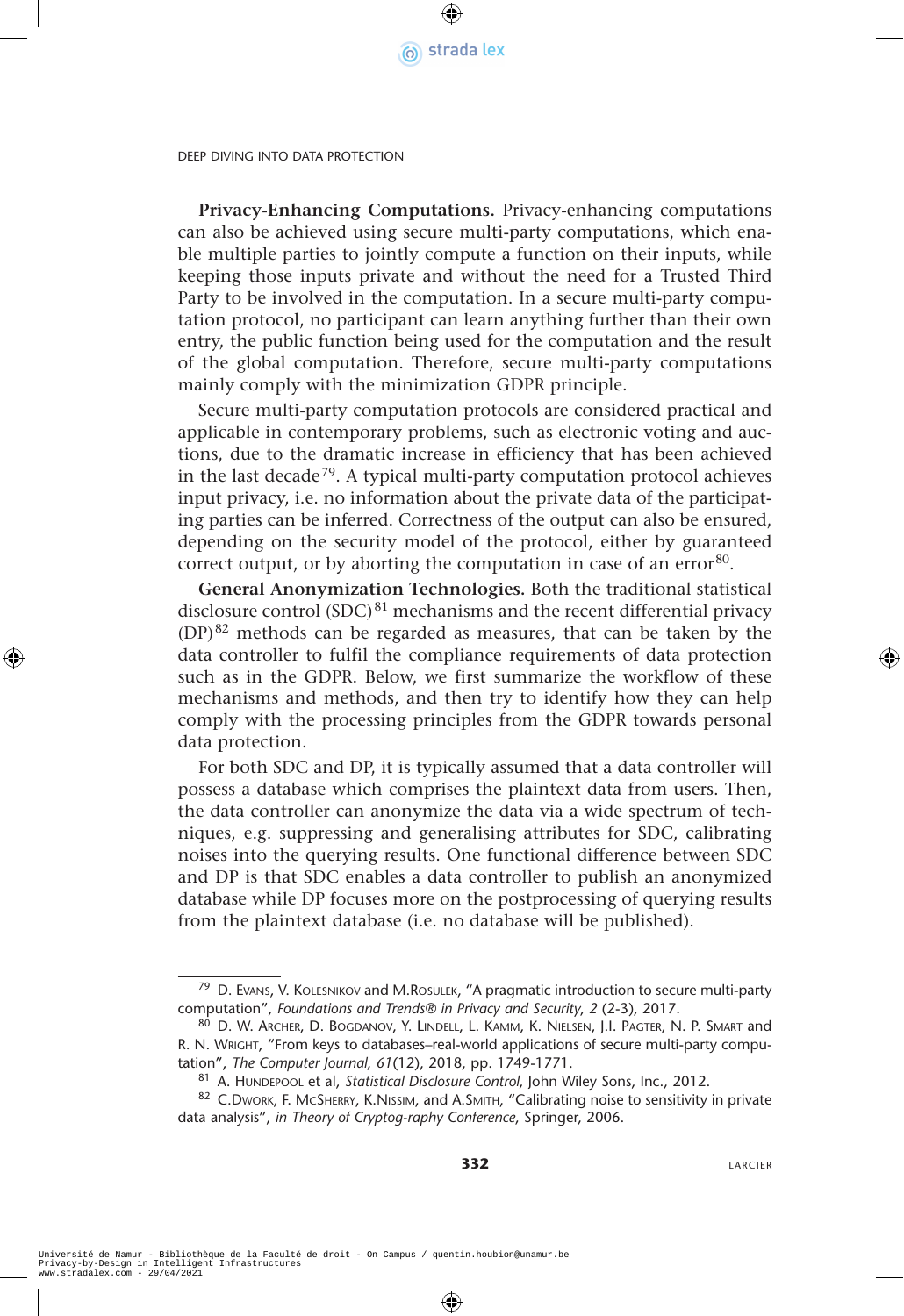**Privacy-Enhancing Computations.** Privacy-enhancing computations can also be achieved using secure multi-party computations, which enable multiple parties to jointly compute a function on their inputs, while keeping those inputs private and without the need for a Trusted Third Party to be involved in the computation. In a secure multi-party computation protocol, no participant can learn anything further than their own entry, the public function being used for the computation and the result of the global computation. Therefore, secure multi-party computations mainly comply with the minimization GDPR principle.

Secure multi-party computation protocols are considered practical and applicable in contemporary problems, such as electronic voting and auctions, due to the dramatic increase in efficiency that has been achieved in the last decade[79]. A typical multi-party computation protocol achieves input privacy, i.e. no information about the private data of the participating parties can be inferred. Correctness of the output can also be ensured, depending on the security model of the protocol, either by guaranteed correct output, or by aborting the computation in case of an error[80].

**General Anonymization Technologies.** Both the traditional statistical disclosure control (SDC)[81] mechanisms and the recent differential privacy (DP)[82] methods can be regarded as measures, that can be taken by the data controller to fulfil the compliance requirements of data protection such as in the GDPR. Below, we first summarize the workflow of these mechanisms and methods, and then try to identify how they can help comply with the processing principles from the GDPR towards personal data protection.

For both SDC and DP, it is typically assumed that a data controller will possess a database which comprises the plaintext data from users. Then, the data controller can anonymize the data via a wide spectrum of techniques, e.g. suppressing and generalising attributes for SDC, calibrating noises into the querying results. One functional difference between SDC and DP is that SDC enables a data controller to publish an anonymized database while DP focuses more on the postprocessing of querying results from the plaintext database (i.e. no database will be published).

---

[79] D. Evans, V. Kolesnikov and M. Rosulek, "A pragmatic introduction to secure multi-party computation", *Foundations and Trends® in Privacy and Security*, *2* (2-3), 2017.

[80] D. W. Archer, D. Bogdanov, Y. Lindell, L. Kamm, K. Nielsen, J.I. Pagter, N. P. Smart and R. N. Wright, "From keys to databases–real-world applications of secure multi-party computation", *The Computer Journal*, *61*(12), 2018, pp. 1749-1771.

[81] A. Hundepool et al, *Statistical Disclosure Control*, John Wiley Sons, Inc., 2012.

[82] C. Dwork, F. McSherry, K. Nissim, and A. Smith, "Calibrating noise to sensitivity in private data analysis", *in Theory of Cryptog-raphy Conference*, Springer, 2006.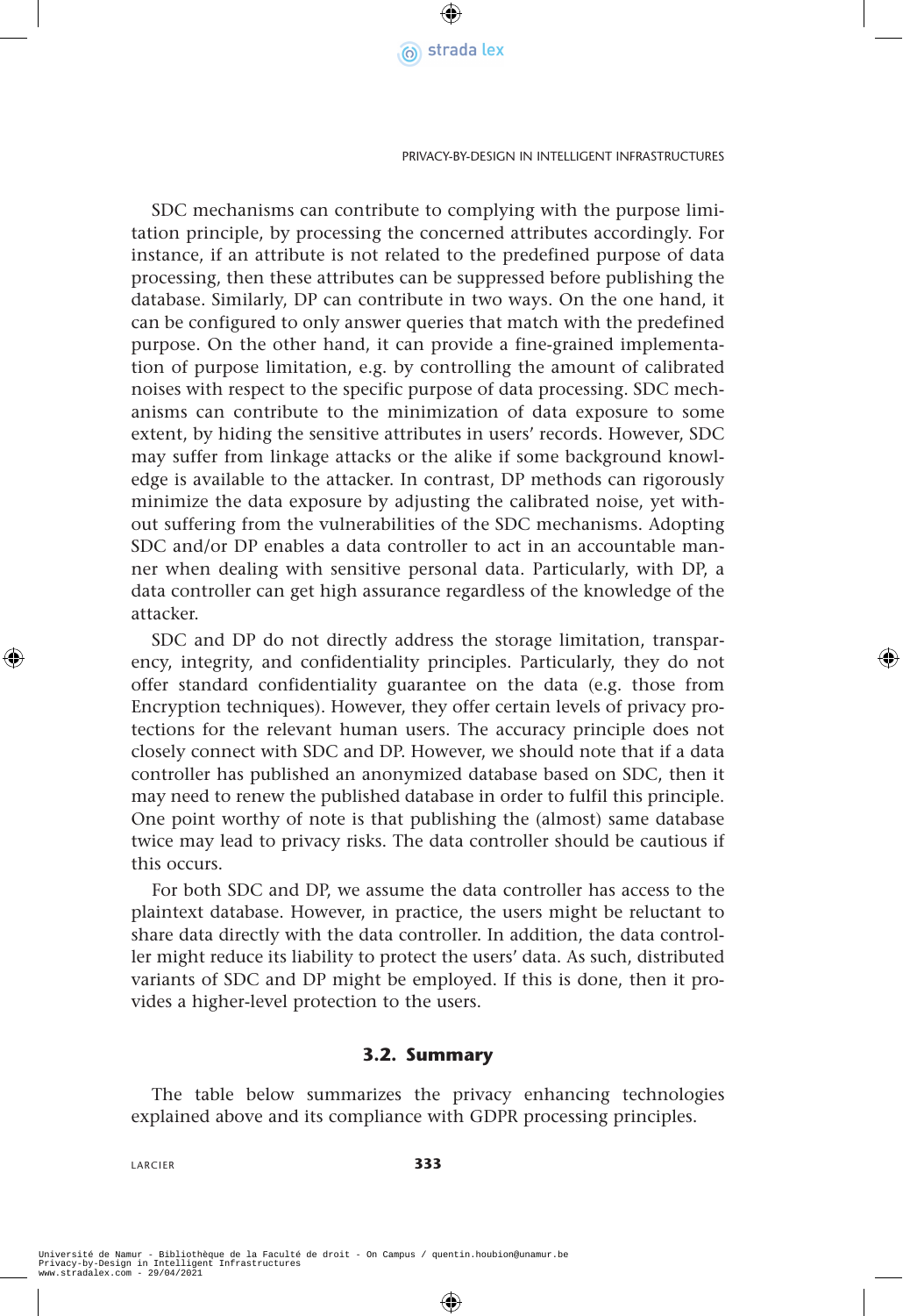SDC mechanisms can contribute to complying with the purpose limitation principle, by processing the concerned attributes accordingly. For instance, if an attribute is not related to the predefined purpose of data processing, then these attributes can be suppressed before publishing the database. Similarly, DP can contribute in two ways. On the one hand, it can be configured to only answer queries that match with the predefined purpose. On the other hand, it can provide a fine-grained implementation of purpose limitation, e.g. by controlling the amount of calibrated noises with respect to the specific purpose of data processing. SDC mechanisms can contribute to the minimization of data exposure to some extent, by hiding the sensitive attributes in users' records. However, SDC may suffer from linkage attacks or the alike if some background knowledge is available to the attacker. In contrast, DP methods can rigorously minimize the data exposure by adjusting the calibrated noise, yet without suffering from the vulnerabilities of the SDC mechanisms. Adopting SDC and/or DP enables a data controller to act in an accountable manner when dealing with sensitive personal data. Particularly, with DP, a data controller can get high assurance regardless of the knowledge of the attacker.

SDC and DP do not directly address the storage limitation, transparency, integrity, and confidentiality principles. Particularly, they do not offer standard confidentiality guarantee on the data (e.g. those from Encryption techniques). However, they offer certain levels of privacy protections for the relevant human users. The accuracy principle does not closely connect with SDC and DP. However, we should note that if a data controller has published an anonymized database based on SDC, then it may need to renew the published database in order to fulfil this principle. One point worthy of note is that publishing the (almost) same database twice may lead to privacy risks. The data controller should be cautious if this occurs.

For both SDC and DP, we assume the data controller has access to the plaintext database. However, in practice, the users might be reluctant to share data directly with the data controller. In addition, the data controller might reduce its liability to protect the users' data. As such, distributed variants of SDC and DP might be employed. If this is done, then it provides a higher-level protection to the users.

### 3.2. Summary

The table below summarizes the privacy enhancing technologies explained above and its compliance with GDPR processing principles.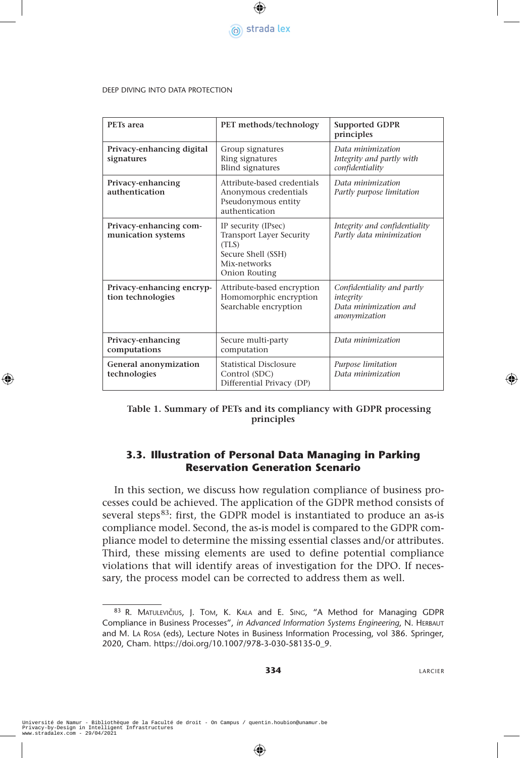| PETs area | PET methods/technology | Supported GDPR principles |
|---|---|---|
| **Privacy-enhancing digital signatures** | Group signatures<br>Ring signatures<br>Blind signatures | *Data minimization*<br>*Integrity and partly with confidentiality* |
| **Privacy-enhancing authentication** | Attribute-based credentials<br>Anonymous credentials<br>Pseudonymous entity authentication | *Data minimization*<br>*Partly purpose limitation* |
| **Privacy-enhancing communication systems** | IP security (IPsec)<br>Transport Layer Security (TLS)<br>Secure Shell (SSH)<br>Mix-networks<br>Onion Routing | *Integrity and confidentiality*<br>*Partly data minimization* |
| **Privacy-enhancing encryption technologies** | Attribute-based encryption<br>Homomorphic encryption<br>Searchable encryption | *Confidentiality and partly integrity*<br>*Data minimization and anonymization* |
| **Privacy-enhancing computations** | Secure multi-party computation | *Data minimization* |
| **General anonymization technologies** | Statistical Disclosure Control (SDC)<br>Differential Privacy (DP) | *Purpose limitation*<br>*Data minimization* |

**Table 1. Summary of PETs and its compliancy with GDPR processing principles**

### 3.3. Illustration of Personal Data Managing in Parking Reservation Generation Scenario

In this section, we discuss how regulation compliance of business processes could be achieved. The application of the GDPR method consists of several steps[83]: first, the GDPR model is instantiated to produce an as-is compliance model. Second, the as-is model is compared to the GDPR compliance model to determine the missing essential classes and/or attributes. Third, these missing elements are used to define potential compliance violations that will identify areas of investigation for the DPO. If necessary, the process model can be corrected to address them as well.

[83] R. MATULEVIČIUS, J. TOM, K. KALA and E. SING, "A Method for Managing GDPR Compliance in Business Processes", *in Advanced Information Systems Engineering*, N. HERBAUT and M. LA ROSA (eds), Lecture Notes in Business Information Processing, vol 386. Springer, 2020, Cham. https://doi.org/10.1007/978-3-030-58135-0_9.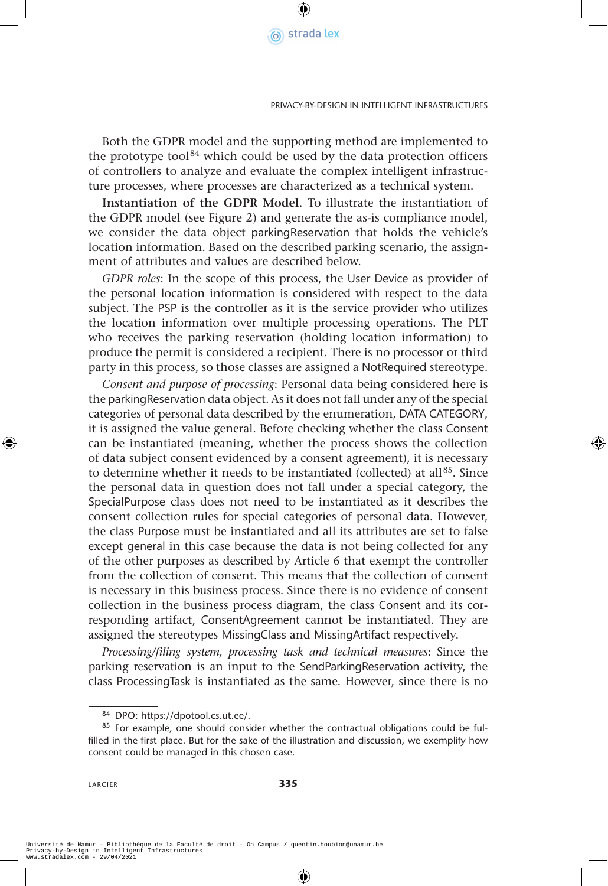Both the GDPR model and the supporting method are implemented to the prototype tool[84] which could be used by the data protection officers of controllers to analyze and evaluate the complex intelligent infrastructure processes, where processes are characterized as a technical system.

**Instantiation of the GDPR Model.** To illustrate the instantiation of the GDPR model (see Figure 2) and generate the as-is compliance model, we consider the data object parkingReservation that holds the vehicle's location information. Based on the described parking scenario, the assignment of attributes and values are described below.

*GDPR roles*: In the scope of this process, the User Device as provider of the personal location information is considered with respect to the data subject. The PSP is the controller as it is the service provider who utilizes the location information over multiple processing operations. The PLT who receives the parking reservation (holding location information) to produce the permit is considered a recipient. There is no processor or third party in this process, so those classes are assigned a NotRequired stereotype.

*Consent and purpose of processing*: Personal data being considered here is the parkingReservation data object. As it does not fall under any of the special categories of personal data described by the enumeration, DATA CATEGORY, it is assigned the value general. Before checking whether the class Consent can be instantiated (meaning, whether the process shows the collection of data subject consent evidenced by a consent agreement), it is necessary to determine whether it needs to be instantiated (collected) at all[85]. Since the personal data in question does not fall under a special category, the SpecialPurpose class does not need to be instantiated as it describes the consent collection rules for special categories of personal data. However, the class Purpose must be instantiated and all its attributes are set to false except general in this case because the data is not being collected for any of the other purposes as described by Article 6 that exempt the controller from the collection of consent. This means that the collection of consent is necessary in this business process. Since there is no evidence of consent collection in the business process diagram, the class Consent and its corresponding artifact, ConsentAgreement cannot be instantiated. They are assigned the stereotypes MissingClass and MissingArtifact respectively.

*Processing/filing system, processing task and technical measures*: Since the parking reservation is an input to the SendParkingReservation activity, the class ProcessingTask is instantiated as the same. However, since there is no

---

[84] DPO: https://dpotool.cs.ut.ee/.

[85] For example, one should consider whether the contractual obligations could be fulfilled in the first place. But for the sake of the illustration and discussion, we exemplify how consent could be managed in this chosen case.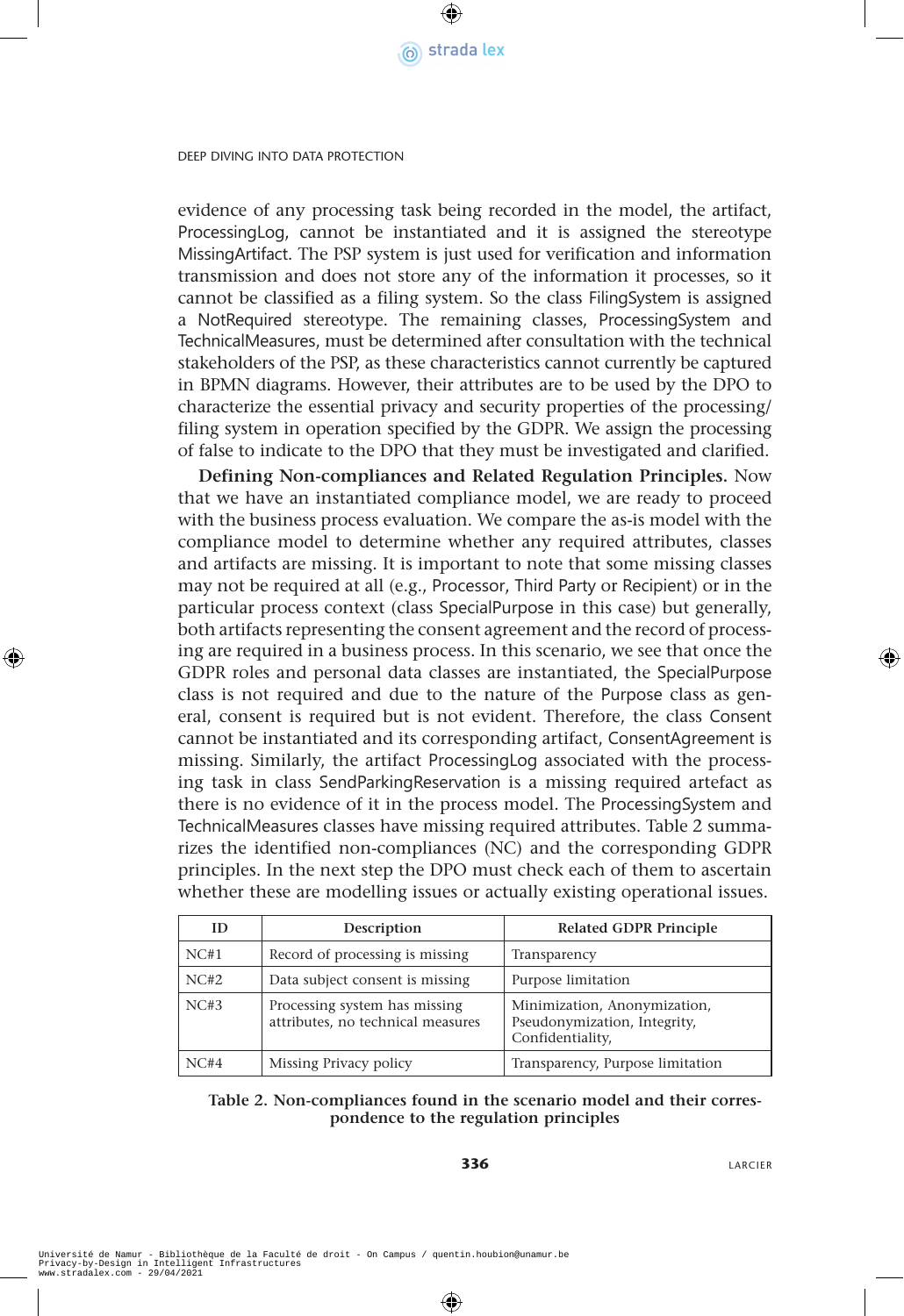evidence of any processing task being recorded in the model, the artifact, ProcessingLog, cannot be instantiated and it is assigned the stereotype MissingArtifact. The PSP system is just used for verification and information transmission and does not store any of the information it processes, so it cannot be classified as a filing system. So the class FilingSystem is assigned a NotRequired stereotype. The remaining classes, ProcessingSystem and TechnicalMeasures, must be determined after consultation with the technical stakeholders of the PSP, as these characteristics cannot currently be captured in BPMN diagrams. However, their attributes are to be used by the DPO to characterize the essential privacy and security properties of the processing/filing system in operation specified by the GDPR. We assign the processing of false to indicate to the DPO that they must be investigated and clarified.

**Defining Non-compliances and Related Regulation Principles.** Now that we have an instantiated compliance model, we are ready to proceed with the business process evaluation. We compare the as-is model with the compliance model to determine whether any required attributes, classes and artifacts are missing. It is important to note that some missing classes may not be required at all (e.g., Processor, Third Party or Recipient) or in the particular process context (class SpecialPurpose in this case) but generally, both artifacts representing the consent agreement and the record of processing are required in a business process. In this scenario, we see that once the GDPR roles and personal data classes are instantiated, the SpecialPurpose class is not required and due to the nature of the Purpose class as general, consent is required but is not evident. Therefore, the class Consent cannot be instantiated and its corresponding artifact, ConsentAgreement is missing. Similarly, the artifact ProcessingLog associated with the processing task in class SendParkingReservation is a missing required artefact as there is no evidence of it in the process model. The ProcessingSystem and TechnicalMeasures classes have missing required attributes. Table 2 summarizes the identified non-compliances (NC) and the corresponding GDPR principles. In the next step the DPO must check each of them to ascertain whether these are modelling issues or actually existing operational issues.

| ID | Description | Related GDPR Principle |
|---|---|---|
| NC#1 | Record of processing is missing | Transparency |
| NC#2 | Data subject consent is missing | Purpose limitation |
| NC#3 | Processing system has missing attributes, no technical measures | Minimization, Anonymization, Pseudonymization, Integrity, Confidentiality, |
| NC#4 | Missing Privacy policy | Transparency, Purpose limitation |

**Table 2. Non-compliances found in the scenario model and their correspondence to the regulation principles**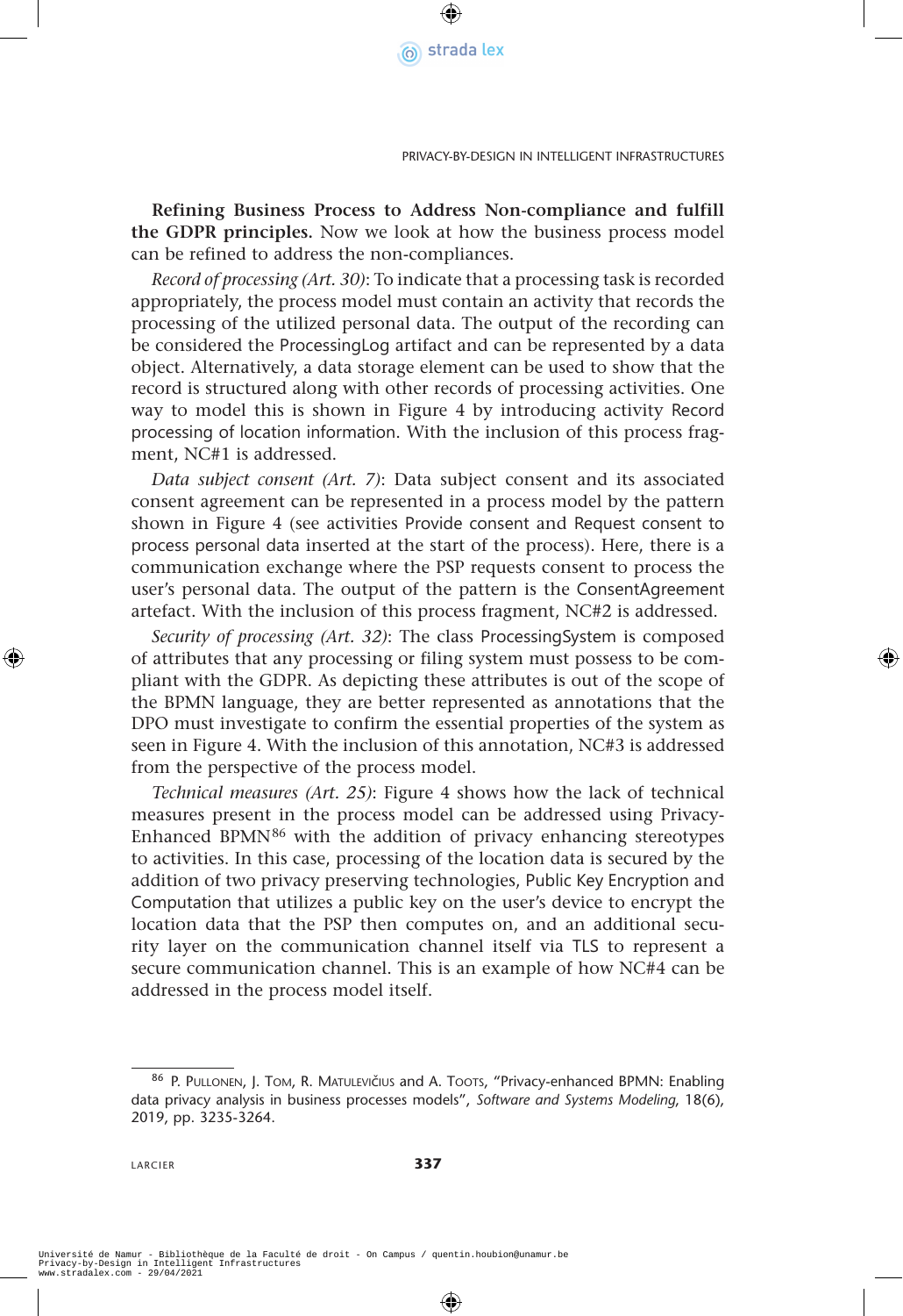**Refining Business Process to Address Non-compliance and fulfill the GDPR principles.** Now we look at how the business process model can be refined to address the non-compliances.

*Record of processing (Art. 30)*: To indicate that a processing task is recorded appropriately, the process model must contain an activity that records the processing of the utilized personal data. The output of the recording can be considered the ProcessingLog artifact and can be represented by a data object. Alternatively, a data storage element can be used to show that the record is structured along with other records of processing activities. One way to model this is shown in Figure 4 by introducing activity Record processing of location information. With the inclusion of this process fragment, NC#1 is addressed.

*Data subject consent (Art. 7)*: Data subject consent and its associated consent agreement can be represented in a process model by the pattern shown in Figure 4 (see activities Provide consent and Request consent to process personal data inserted at the start of the process). Here, there is a communication exchange where the PSP requests consent to process the user's personal data. The output of the pattern is the ConsentAgreement artefact. With the inclusion of this process fragment, NC#2 is addressed.

*Security of processing (Art. 32)*: The class ProcessingSystem is composed of attributes that any processing or filing system must possess to be compliant with the GDPR. As depicting these attributes is out of the scope of the BPMN language, they are better represented as annotations that the DPO must investigate to confirm the essential properties of the system as seen in Figure 4. With the inclusion of this annotation, NC#3 is addressed from the perspective of the process model.

*Technical measures (Art. 25)*: Figure 4 shows how the lack of technical measures present in the process model can be addressed using Privacy-Enhanced BPMN[86] with the addition of privacy enhancing stereotypes to activities. In this case, processing of the location data is secured by the addition of two privacy preserving technologies, Public Key Encryption and Computation that utilizes a public key on the user's device to encrypt the location data that the PSP then computes on, and an additional security layer on the communication channel itself via TLS to represent a secure communication channel. This is an example of how NC#4 can be addressed in the process model itself.

---

[86] P. Pullonen, J. Tom, R. Matulevičius and A. Toots, "Privacy-enhanced BPMN: Enabling data privacy analysis in business processes models", *Software and Systems Modeling*, 18(6), 2019, pp. 3235-3264.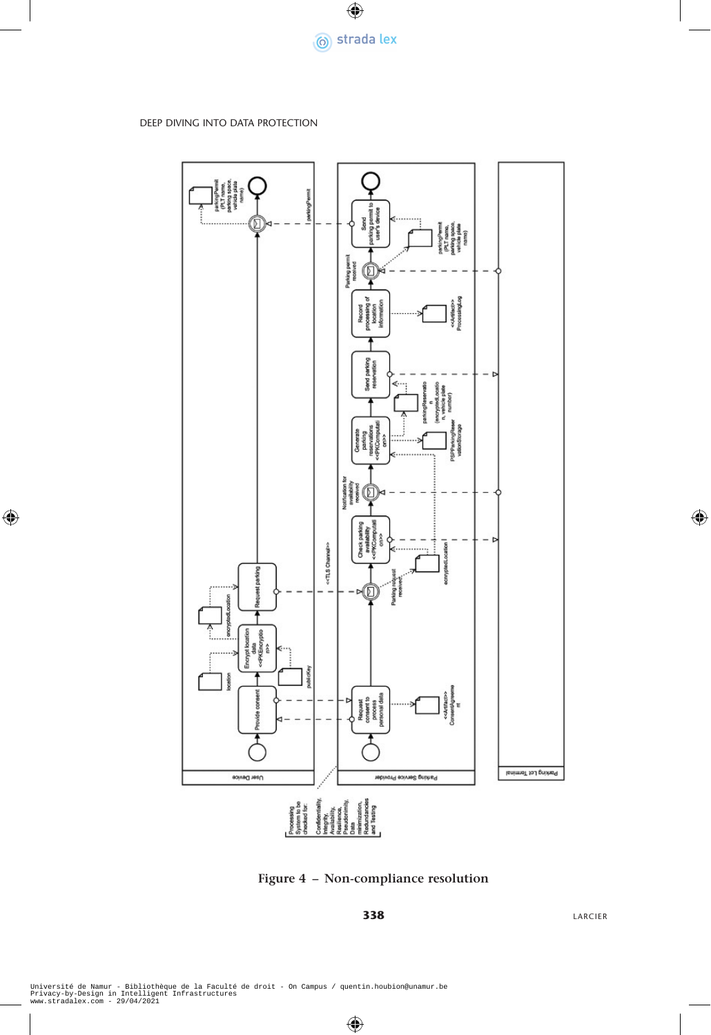Figure 4 – Non-compliance resolution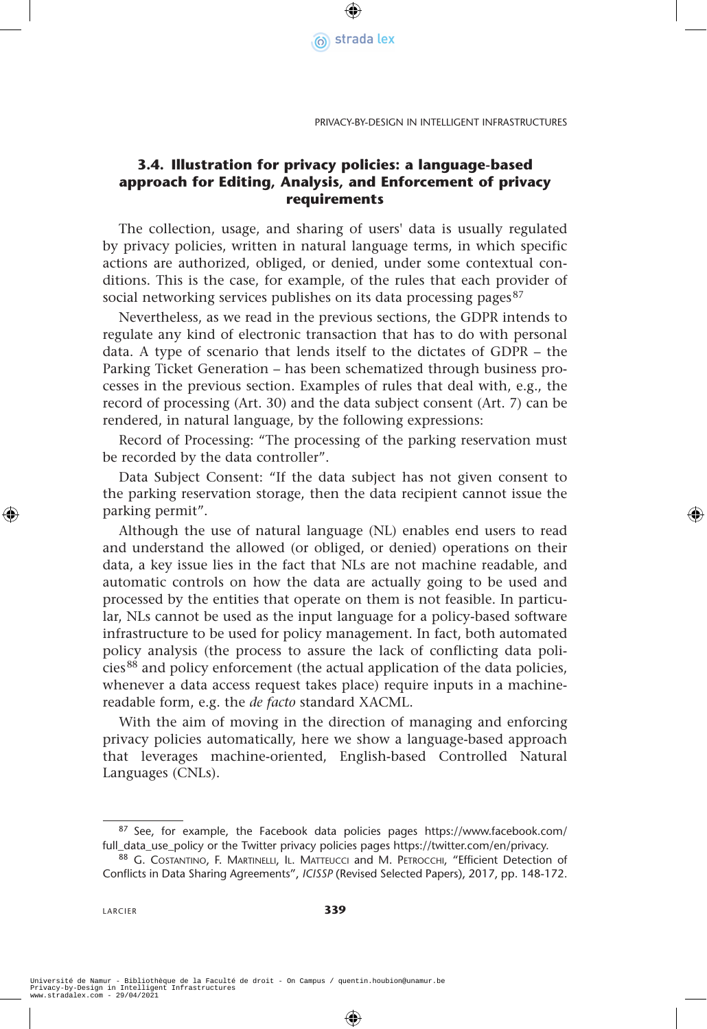### 3.4. Illustration for privacy policies: a language-based approach for Editing, Analysis, and Enforcement of privacy requirements

The collection, usage, and sharing of users' data is usually regulated by privacy policies, written in natural language terms, in which specific actions are authorized, obliged, or denied, under some contextual conditions. This is the case, for example, of the rules that each provider of social networking services publishes on its data processing pages[87]

Nevertheless, as we read in the previous sections, the GDPR intends to regulate any kind of electronic transaction that has to do with personal data. A type of scenario that lends itself to the dictates of GDPR – the Parking Ticket Generation – has been schematized through business processes in the previous section. Examples of rules that deal with, e.g., the record of processing (Art. 30) and the data subject consent (Art. 7) can be rendered, in natural language, by the following expressions:

Record of Processing: "The processing of the parking reservation must be recorded by the data controller".

Data Subject Consent: "If the data subject has not given consent to the parking reservation storage, then the data recipient cannot issue the parking permit".

Although the use of natural language (NL) enables end users to read and understand the allowed (or obliged, or denied) operations on their data, a key issue lies in the fact that NLs are not machine readable, and automatic controls on how the data are actually going to be used and processed by the entities that operate on them is not feasible. In particular, NLs cannot be used as the input language for a policy-based software infrastructure to be used for policy management. In fact, both automated policy analysis (the process to assure the lack of conflicting data policies[88] and policy enforcement (the actual application of the data policies, whenever a data access request takes place) require inputs in a machine-readable form, e.g. the *de facto* standard XACML.

With the aim of moving in the direction of managing and enforcing privacy policies automatically, here we show a language-based approach that leverages machine-oriented, English-based Controlled Natural Languages (CNLs).

---

[87] See, for example, the Facebook data policies pages https://www.facebook.com/full_data_use_policy or the Twitter privacy policies pages https://twitter.com/en/privacy.

[88] G. Costantino, F. Martinelli, Il. Matteucci and M. Petrocchi, "Efficient Detection of Conflicts in Data Sharing Agreements", *ICISSP* (Revised Selected Papers), 2017, pp. 148-172.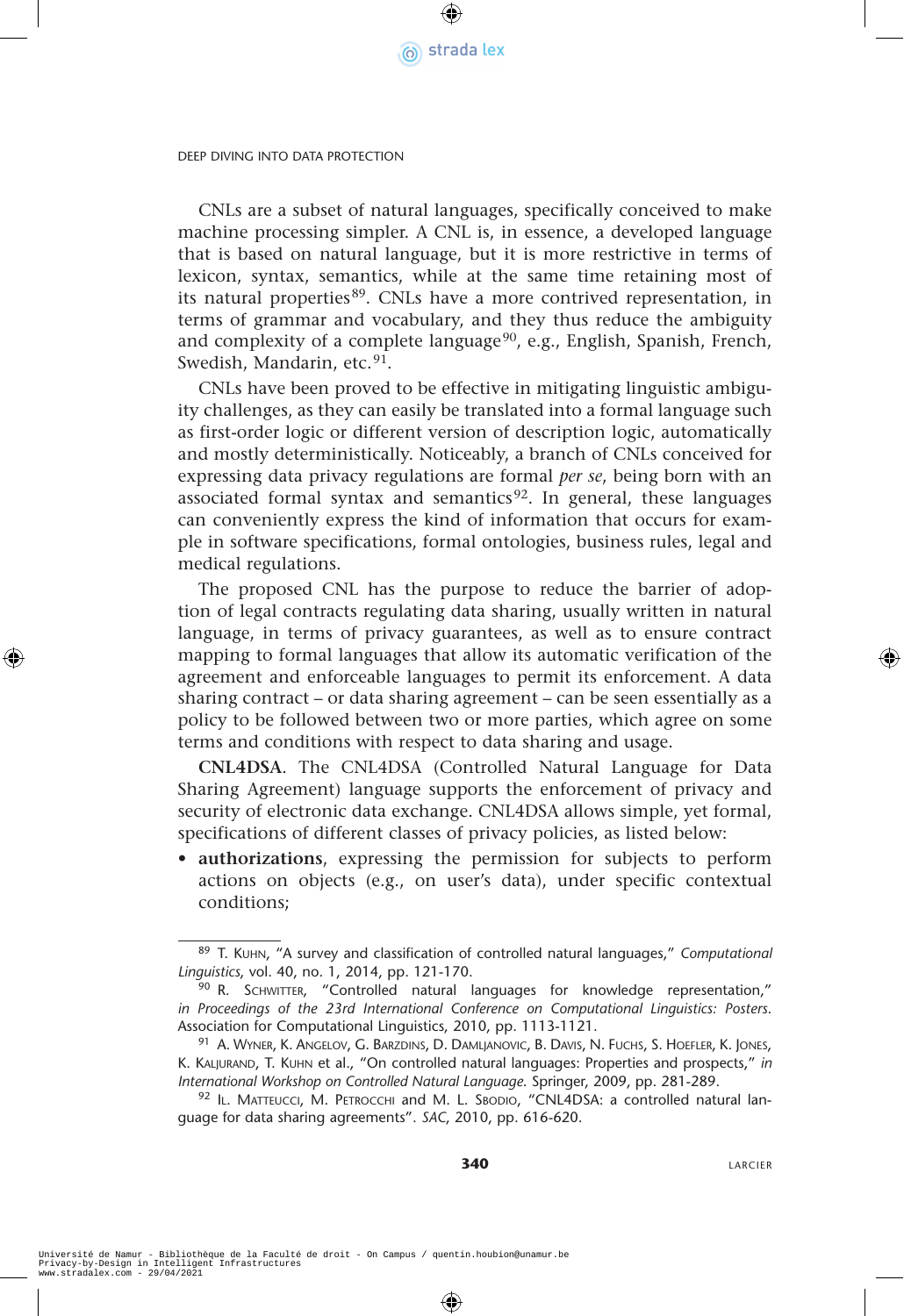CNLs are a subset of natural languages, specifically conceived to make machine processing simpler. A CNL is, in essence, a developed language that is based on natural language, but it is more restrictive in terms of lexicon, syntax, semantics, while at the same time retaining most of its natural properties[89]. CNLs have a more contrived representation, in terms of grammar and vocabulary, and they thus reduce the ambiguity and complexity of a complete language[90], e.g., English, Spanish, French, Swedish, Mandarin, etc.[91].

CNLs have been proved to be effective in mitigating linguistic ambiguity challenges, as they can easily be translated into a formal language such as first-order logic or different version of description logic, automatically and mostly deterministically. Noticeably, a branch of CNLs conceived for expressing data privacy regulations are formal *per se*, being born with an associated formal syntax and semantics[92]. In general, these languages can conveniently express the kind of information that occurs for example in software specifications, formal ontologies, business rules, legal and medical regulations.

The proposed CNL has the purpose to reduce the barrier of adoption of legal contracts regulating data sharing, usually written in natural language, in terms of privacy guarantees, as well as to ensure contract mapping to formal languages that allow its automatic verification of the agreement and enforceable languages to permit its enforcement. A data sharing contract – or data sharing agreement – can be seen essentially as a policy to be followed between two or more parties, which agree on some terms and conditions with respect to data sharing and usage.

**CNL4DSA**. The CNL4DSA (Controlled Natural Language for Data Sharing Agreement) language supports the enforcement of privacy and security of electronic data exchange. CNL4DSA allows simple, yet formal, specifications of different classes of privacy policies, as listed below:

- **authorizations**, expressing the permission for subjects to perform actions on objects (e.g., on user's data), under specific contextual conditions;

---

[89] T. Kuhn, "A survey and classification of controlled natural languages," *Computational Linguistics*, vol. 40, no. 1, 2014, pp. 121-170.

[90] R. Schwitter, "Controlled natural languages for knowledge representation," *in Proceedings of the 23rd International Conference on Computational Linguistics: Posters*. Association for Computational Linguistics, 2010, pp. 1113-1121.

[91] A. Wyner, K. Angelov, G. Barzdins, D. Damljanovic, B. Davis, N. Fuchs, S. Hoefler, K. Jones, K. Kaljurand, T. Kuhn et al., "On controlled natural languages: Properties and prospects," *in International Workshop on Controlled Natural Language*. Springer, 2009, pp. 281-289.

[92] Il. Matteucci, M. Petrocchi and M. L. Sbodio, "CNL4DSA: a controlled natural language for data sharing agreements". *SAC*, 2010, pp. 616-620.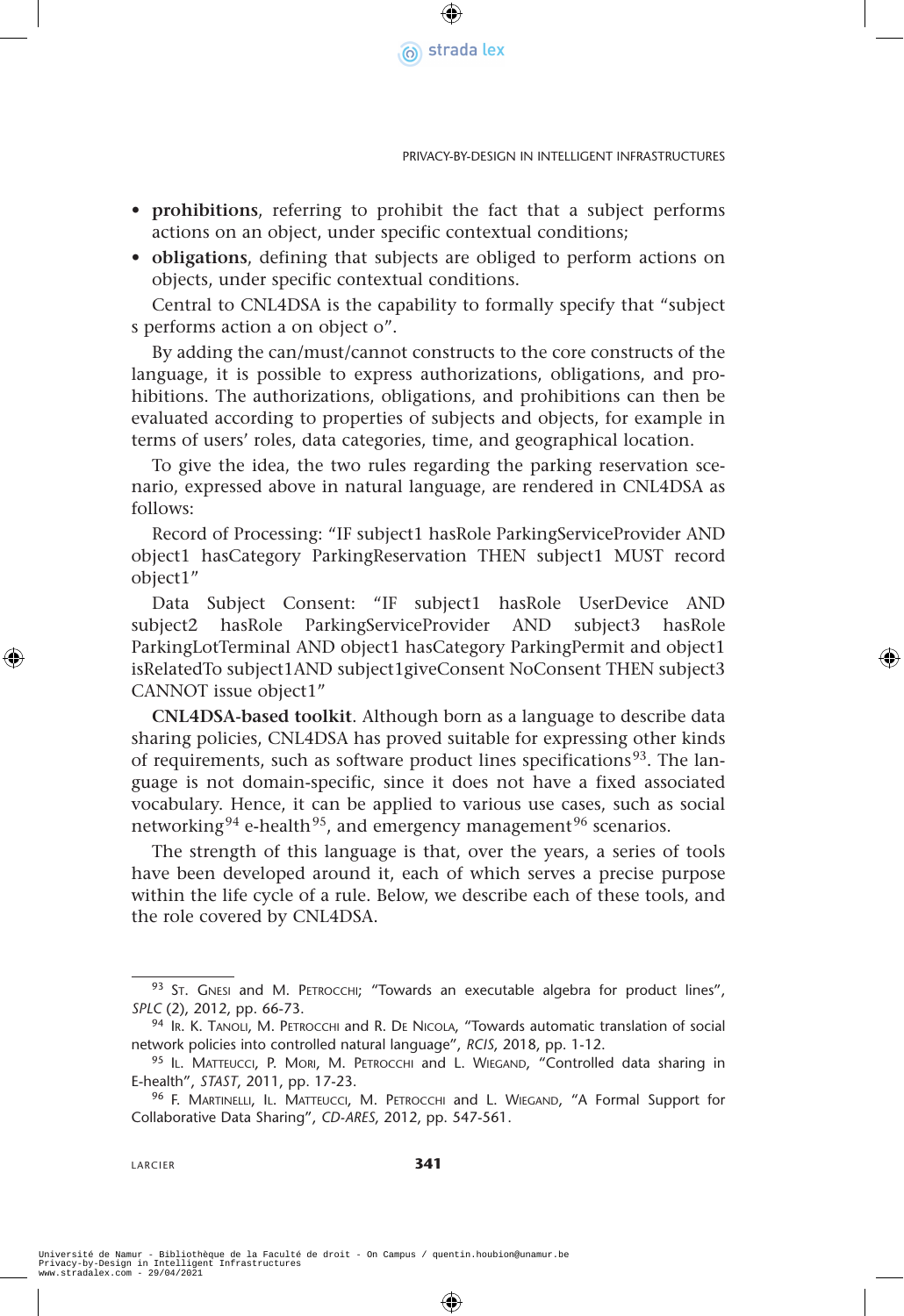- **prohibitions**, referring to prohibit the fact that a subject performs actions on an object, under specific contextual conditions;
- **obligations**, defining that subjects are obliged to perform actions on objects, under specific contextual conditions.

Central to CNL4DSA is the capability to formally specify that "subject s performs action a on object o".

By adding the can/must/cannot constructs to the core constructs of the language, it is possible to express authorizations, obligations, and prohibitions. The authorizations, obligations, and prohibitions can then be evaluated according to properties of subjects and objects, for example in terms of users' roles, data categories, time, and geographical location.

To give the idea, the two rules regarding the parking reservation scenario, expressed above in natural language, are rendered in CNL4DSA as follows:

Record of Processing: "IF subject1 hasRole ParkingServiceProvider AND object1 hasCategory ParkingReservation THEN subject1 MUST record object1"

Data Subject Consent: "IF subject1 hasRole UserDevice AND subject2 hasRole ParkingServiceProvider AND subject3 hasRole ParkingLotTerminal AND object1 hasCategory ParkingPermit and object1 isRelatedTo subject1AND subject1giveConsent NoConsent THEN subject3 CANNOT issue object1"

**CNL4DSA-based toolkit**. Although born as a language to describe data sharing policies, CNL4DSA has proved suitable for expressing other kinds of requirements, such as software product lines specifications[93]. The language is not domain-specific, since it does not have a fixed associated vocabulary. Hence, it can be applied to various use cases, such as social networking[94] e-health[95], and emergency management[96] scenarios.

The strength of this language is that, over the years, a series of tools have been developed around it, each of which serves a precise purpose within the life cycle of a rule. Below, we describe each of these tools, and the role covered by CNL4DSA.

---

[93] St. Gnesi and M. Petrocchi; "Towards an executable algebra for product lines", *SPLC* (2), 2012, pp. 66-73.

[94] Ir. K. Tanoli, M. Petrocchi and R. De Nicola, "Towards automatic translation of social network policies into controlled natural language", *RCIS*, 2018, pp. 1-12.

[95] Il. Matteucci, P. Mori, M. Petrocchi and L. Wiegand, "Controlled data sharing in E-health", *STAST*, 2011, pp. 17-23.

[96] F. Martinelli, Il. Matteucci, M. Petrocchi and L. Wiegand, "A Formal Support for Collaborative Data Sharing", *CD-ARES*, 2012, pp. 547-561.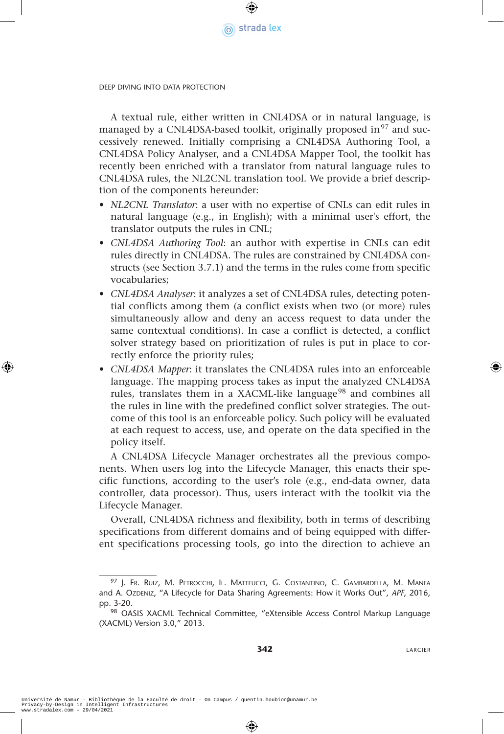A textual rule, either written in CNL4DSA or in natural language, is managed by a CNL4DSA-based toolkit, originally proposed in[97] and successively renewed. Initially comprising a CNL4DSA Authoring Tool, a CNL4DSA Policy Analyser, and a CNL4DSA Mapper Tool, the toolkit has recently been enriched with a translator from natural language rules to CNL4DSA rules, the NL2CNL translation tool. We provide a brief description of the components hereunder:

- *NL2CNL Translator*: a user with no expertise of CNLs can edit rules in natural language (e.g., in English); with a minimal user's effort, the translator outputs the rules in CNL;
- *CNL4DSA Authoring Tool*: an author with expertise in CNLs can edit rules directly in CNL4DSA. The rules are constrained by CNL4DSA constructs (see Section 3.7.1) and the terms in the rules come from specific vocabularies;
- *CNL4DSA Analyser*: it analyzes a set of CNL4DSA rules, detecting potential conflicts among them (a conflict exists when two (or more) rules simultaneously allow and deny an access request to data under the same contextual conditions). In case a conflict is detected, a conflict solver strategy based on prioritization of rules is put in place to correctly enforce the priority rules;
- *CNL4DSA Mapper*: it translates the CNL4DSA rules into an enforceable language. The mapping process takes as input the analyzed CNL4DSA rules, translates them in a XACML-like language[98] and combines all the rules in line with the predefined conflict solver strategies. The outcome of this tool is an enforceable policy. Such policy will be evaluated at each request to access, use, and operate on the data specified in the policy itself.

A CNL4DSA Lifecycle Manager orchestrates all the previous components. When users log into the Lifecycle Manager, this enacts their specific functions, according to the user's role (e.g., end-data owner, data controller, data processor). Thus, users interact with the toolkit via the Lifecycle Manager.

Overall, CNL4DSA richness and flexibility, both in terms of describing specifications from different domains and of being equipped with different specifications processing tools, go into the direction to achieve an

---

[97] J. Fr. Ruiz, M. Petrocchi, Il. Matteucci, G. Costantino, C. Gambardella, M. Manea and A. Ozdeniz, "A Lifecycle for Data Sharing Agreements: How it Works Out", *APF*, 2016, pp. 3-20.

[98] OASIS XACML Technical Committee, "eXtensible Access Control Markup Language (XACML) Version 3.0," 2013.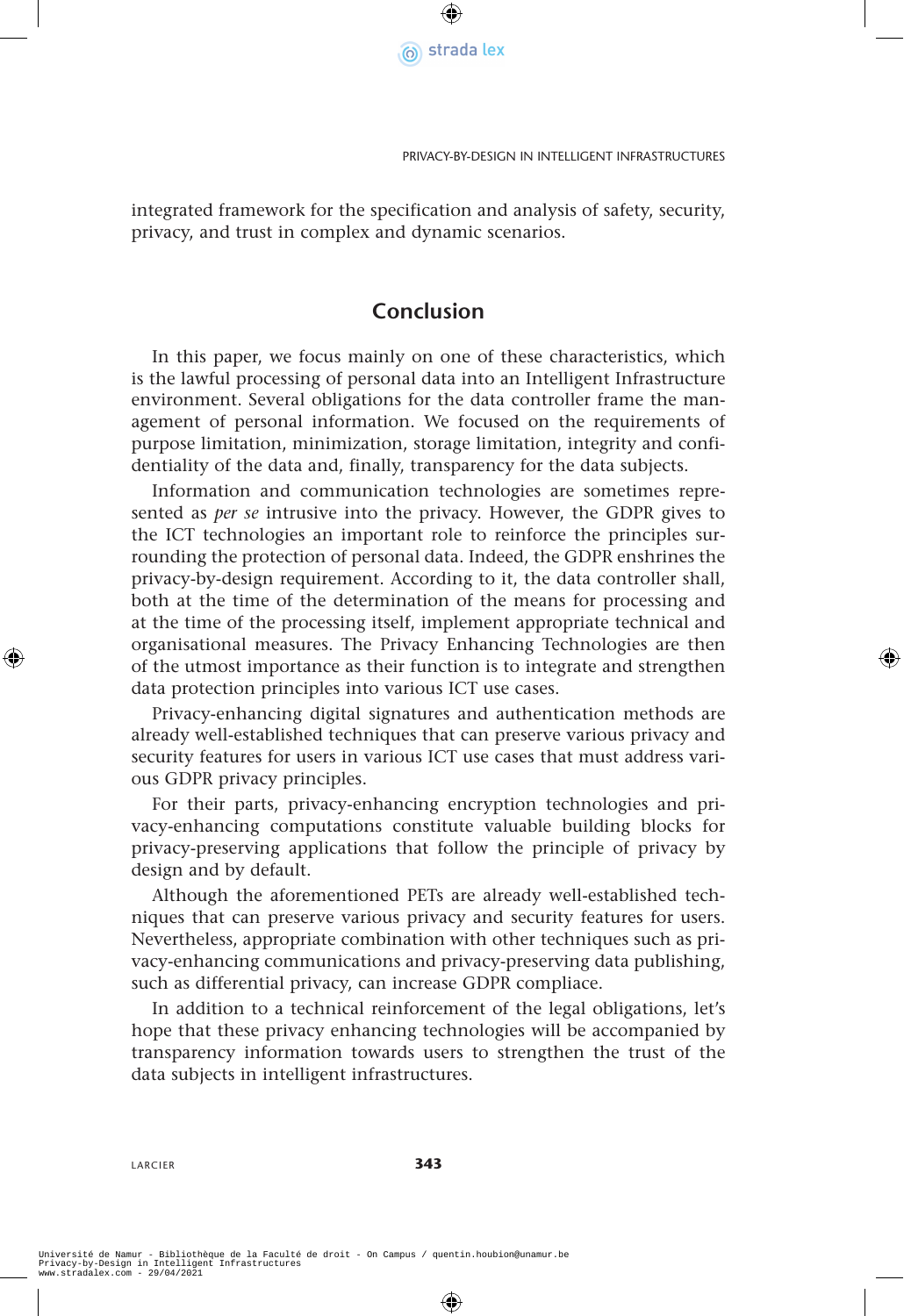integrated framework for the specification and analysis of safety, security, privacy, and trust in complex and dynamic scenarios.

## Conclusion

In this paper, we focus mainly on one of these characteristics, which is the lawful processing of personal data into an Intelligent Infrastructure environment. Several obligations for the data controller frame the management of personal information. We focused on the requirements of purpose limitation, minimization, storage limitation, integrity and confidentiality of the data and, finally, transparency for the data subjects.

Information and communication technologies are sometimes represented as *per se* intrusive into the privacy. However, the GDPR gives to the ICT technologies an important role to reinforce the principles surrounding the protection of personal data. Indeed, the GDPR enshrines the privacy-by-design requirement. According to it, the data controller shall, both at the time of the determination of the means for processing and at the time of the processing itself, implement appropriate technical and organisational measures. The Privacy Enhancing Technologies are then of the utmost importance as their function is to integrate and strengthen data protection principles into various ICT use cases.

Privacy-enhancing digital signatures and authentication methods are already well-established techniques that can preserve various privacy and security features for users in various ICT use cases that must address various GDPR privacy principles.

For their parts, privacy-enhancing encryption technologies and privacy-enhancing computations constitute valuable building blocks for privacy-preserving applications that follow the principle of privacy by design and by default.

Although the aforementioned PETs are already well-established techniques that can preserve various privacy and security features for users. Nevertheless, appropriate combination with other techniques such as privacy-enhancing communications and privacy-preserving data publishing, such as differential privacy, can increase GDPR compliace.

In addition to a technical reinforcement of the legal obligations, let's hope that these privacy enhancing technologies will be accompanied by transparency information towards users to strengthen the trust of the data subjects in intelligent infrastructures.